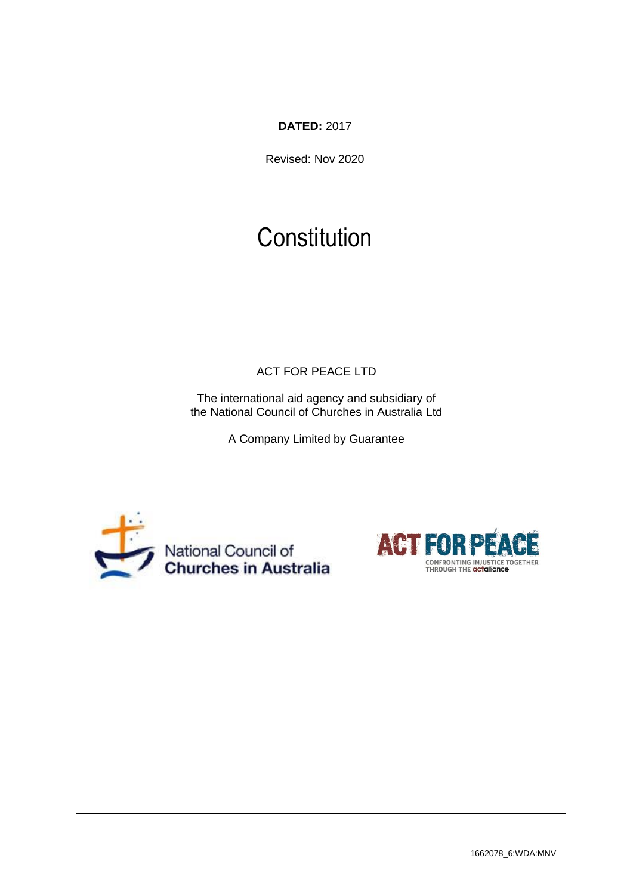**DATED:** 2017

Revised: Nov 2020

# Constitution

ACT FOR PEACE LTD

The international aid agency and subsidiary of
the National Council of Churches in Australia Ltd

A Company Limited by Guarantee

1662078_6:WDA:MNV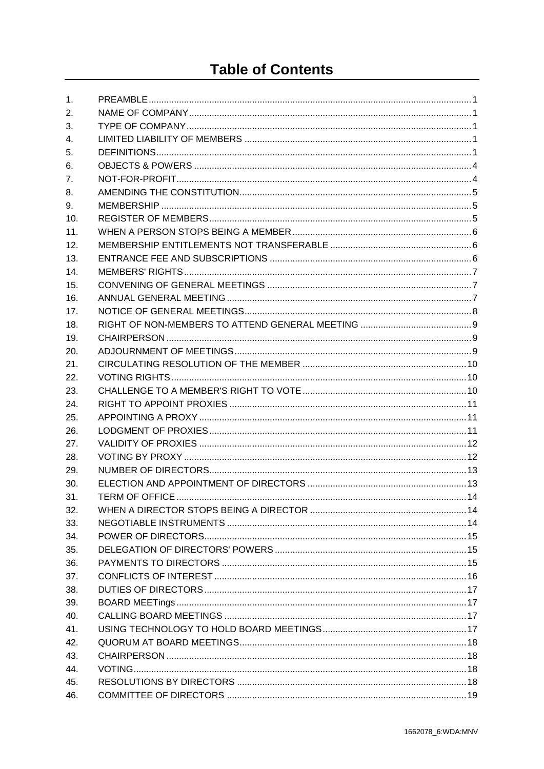# Table of Contents

| | | |
|---|---|---|
| 1. | PREAMBLE | 1 |
| 2. | NAME OF COMPANY | 1 |
| 3. | TYPE OF COMPANY | 1 |
| 4. | LIMITED LIABILITY OF MEMBERS | 1 |
| 5. | DEFINITIONS | 1 |
| 6. | OBJECTS & POWERS | 4 |
| 7. | NOT-FOR-PROFIT | 4 |
| 8. | AMENDING THE CONSTITUTION | 5 |
| 9. | MEMBERSHIP | 5 |
| 10. | REGISTER OF MEMBERS | 5 |
| 11. | WHEN A PERSON STOPS BEING A MEMBER | 6 |
| 12. | MEMBERSHIP ENTITLEMENTS NOT TRANSFERABLE | 6 |
| 13. | ENTRANCE FEE AND SUBSCRIPTIONS | 6 |
| 14. | MEMBERS' RIGHTS | 7 |
| 15. | CONVENING OF GENERAL MEETINGS | 7 |
| 16. | ANNUAL GENERAL MEETING | 7 |
| 17. | NOTICE OF GENERAL MEETINGS | 8 |
| 18. | RIGHT OF NON-MEMBERS TO ATTEND GENERAL MEETING | 9 |
| 19. | CHAIRPERSON | 9 |
| 20. | ADJOURNMENT OF MEETINGS | 9 |
| 21. | CIRCULATING RESOLUTION OF THE MEMBER | 10 |
| 22. | VOTING RIGHTS | 10 |
| 23. | CHALLENGE TO A MEMBER'S RIGHT TO VOTE | 10 |
| 24. | RIGHT TO APPOINT PROXIES | 11 |
| 25. | APPOINTING A PROXY | 11 |
| 26. | LODGMENT OF PROXIES | 11 |
| 27. | VALIDITY OF PROXIES | 12 |
| 28. | VOTING BY PROXY | 12 |
| 29. | NUMBER OF DIRECTORS | 13 |
| 30. | ELECTION AND APPOINTMENT OF DIRECTORS | 13 |
| 31. | TERM OF OFFICE | 14 |
| 32. | WHEN A DIRECTOR STOPS BEING A DIRECTOR | 14 |
| 33. | NEGOTIABLE INSTRUMENTS | 14 |
| 34. | POWER OF DIRECTORS | 15 |
| 35. | DELEGATION OF DIRECTORS' POWERS | 15 |
| 36. | PAYMENTS TO DIRECTORS | 15 |
| 37. | CONFLICTS OF INTEREST | 16 |
| 38. | DUTIES OF DIRECTORS | 17 |
| 39. | BOARD MEETings | 17 |
| 40. | CALLING BOARD MEETINGS | 17 |
| 41. | USING TECHNOLOGY TO HOLD BOARD MEETINGS | 17 |
| 42. | QUORUM AT BOARD MEETINGS | 18 |
| 43. | CHAIRPERSON | 18 |
| 44. | VOTING | 18 |
| 45. | RESOLUTIONS BY DIRECTORS | 18 |
| 46. | COMMITTEE OF DIRECTORS | 19 |

1662078_6:WDA:MNV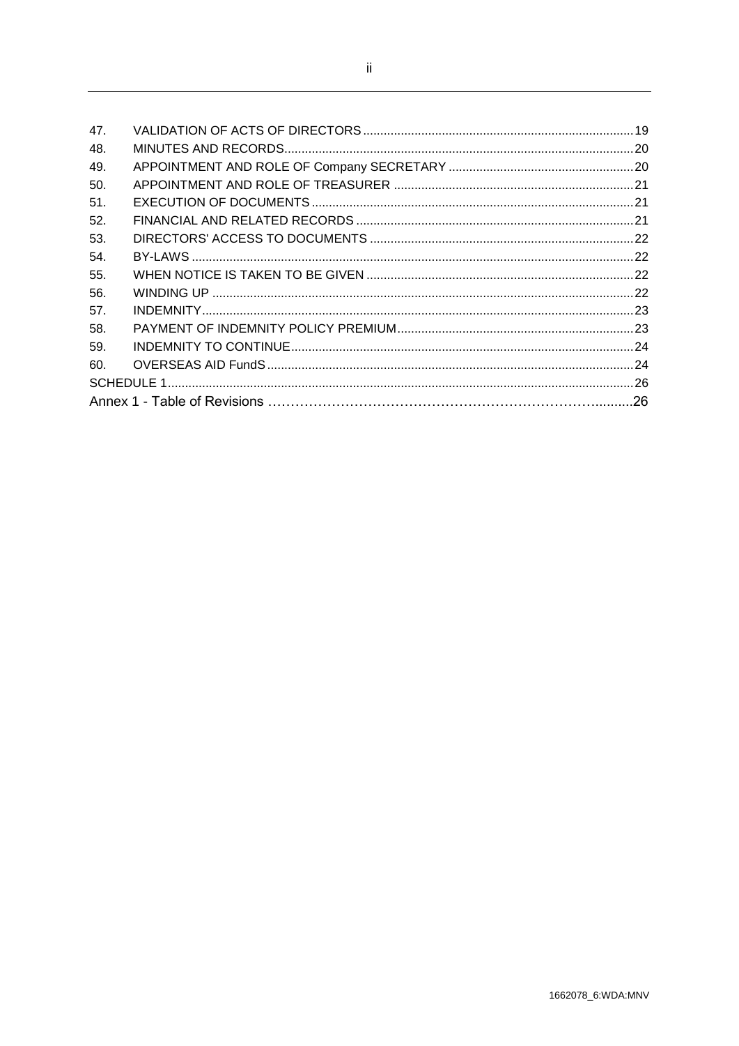| | | |
|---|---|---|
| 47. | VALIDATION OF ACTS OF DIRECTORS | 19 |
| 48. | MINUTES AND RECORDS | 20 |
| 49. | APPOINTMENT AND ROLE OF Company SECRETARY | 20 |
| 50. | APPOINTMENT AND ROLE OF TREASURER | 21 |
| 51. | EXECUTION OF DOCUMENTS | 21 |
| 52. | FINANCIAL AND RELATED RECORDS | 21 |
| 53. | DIRECTORS' ACCESS TO DOCUMENTS | 22 |
| 54. | BY-LAWS | 22 |
| 55. | WHEN NOTICE IS TAKEN TO BE GIVEN | 22 |
| 56. | WINDING UP | 22 |
| 57. | INDEMNITY | 23 |
| 58. | PAYMENT OF INDEMNITY POLICY PREMIUM | 23 |
| 59. | INDEMNITY TO CONTINUE | 24 |
| 60. | OVERSEAS AID FundS | 24 |
| SCHEDULE 1 | | 26 |
| Annex 1 - Table of Revisions | | 26 |

1662078_6:WDA:MNV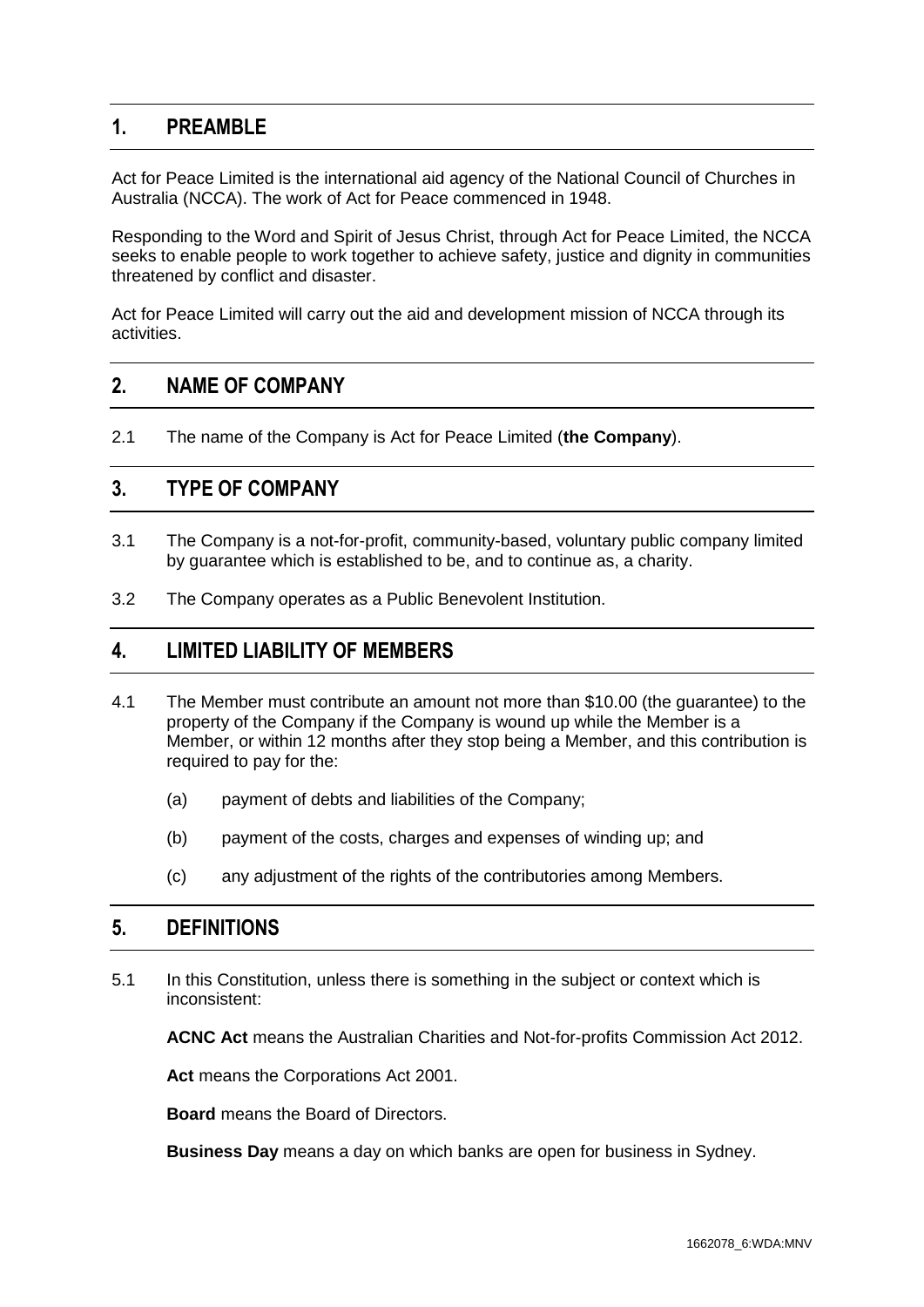## 1. PREAMBLE

Act for Peace Limited is the international aid agency of the National Council of Churches in Australia (NCCA). The work of Act for Peace commenced in 1948.

Responding to the Word and Spirit of Jesus Christ, through Act for Peace Limited, the NCCA seeks to enable people to work together to achieve safety, justice and dignity in communities threatened by conflict and disaster.

Act for Peace Limited will carry out the aid and development mission of NCCA through its activities.

## 2. NAME OF COMPANY

2.1 The name of the Company is Act for Peace Limited (**the Company**).

## 3. TYPE OF COMPANY

3.1 The Company is a not-for-profit, community-based, voluntary public company limited by guarantee which is established to be, and to continue as, a charity.

3.2 The Company operates as a Public Benevolent Institution.

## 4. LIMITED LIABILITY OF MEMBERS

4.1 The Member must contribute an amount not more than $10.00 (the guarantee) to the property of the Company if the Company is wound up while the Member is a Member, or within 12 months after they stop being a Member, and this contribution is required to pay for the:

(a) payment of debts and liabilities of the Company;

(b) payment of the costs, charges and expenses of winding up; and

(c) any adjustment of the rights of the contributories among Members.

## 5. DEFINITIONS

5.1 In this Constitution, unless there is something in the subject or context which is inconsistent:

**ACNC Act** means the Australian Charities and Not-for-profits Commission Act 2012.

**Act** means the Corporations Act 2001.

**Board** means the Board of Directors.

**Business Day** means a day on which banks are open for business in Sydney.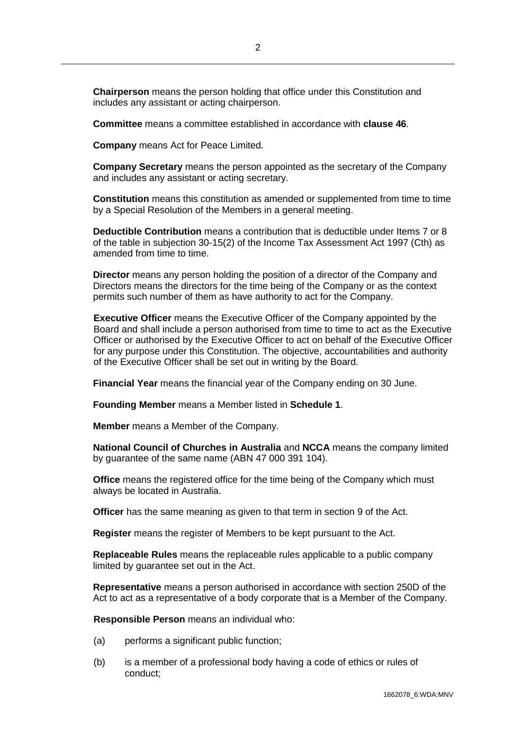**Chairperson** means the person holding that office under this Constitution and includes any assistant or acting chairperson.

**Committee** means a committee established in accordance with **clause 46**.

**Company** means Act for Peace Limited.

**Company Secretary** means the person appointed as the secretary of the Company and includes any assistant or acting secretary.

**Constitution** means this constitution as amended or supplemented from time to time by a Special Resolution of the Members in a general meeting.

**Deductible Contribution** means a contribution that is deductible under Items 7 or 8 of the table in subjection 30-15(2) of the Income Tax Assessment Act 1997 (Cth) as amended from time to time.

**Director** means any person holding the position of a director of the Company and Directors means the directors for the time being of the Company or as the context permits such number of them as have authority to act for the Company.

**Executive Officer** means the Executive Officer of the Company appointed by the Board and shall include a person authorised from time to time to act as the Executive Officer or authorised by the Executive Officer to act on behalf of the Executive Officer for any purpose under this Constitution. The objective, accountabilities and authority of the Executive Officer shall be set out in writing by the Board.

**Financial Year** means the financial year of the Company ending on 30 June.

**Founding Member** means a Member listed in **Schedule 1**.

**Member** means a Member of the Company.

**National Council of Churches in Australia** and **NCCA** means the company limited by guarantee of the same name (ABN 47 000 391 104).

**Office** means the registered office for the time being of the Company which must always be located in Australia.

**Officer** has the same meaning as given to that term in section 9 of the Act.

**Register** means the register of Members to be kept pursuant to the Act.

**Replaceable Rules** means the replaceable rules applicable to a public company limited by guarantee set out in the Act.

**Representative** means a person authorised in accordance with section 250D of the Act to act as a representative of a body corporate that is a Member of the Company.

**Responsible Person** means an individual who:

(a) performs a significant public function;

(b) is a member of a professional body having a code of ethics or rules of conduct;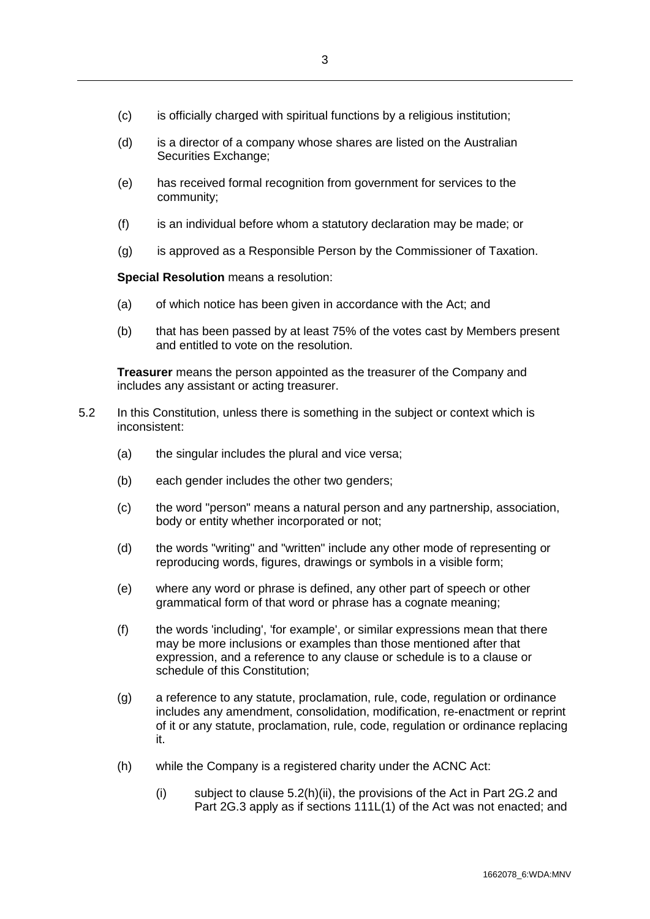(c) is officially charged with spiritual functions by a religious institution;

(d) is a director of a company whose shares are listed on the Australian Securities Exchange;

(e) has received formal recognition from government for services to the community;

(f) is an individual before whom a statutory declaration may be made; or

(g) is approved as a Responsible Person by the Commissioner of Taxation.

**Special Resolution** means a resolution:

(a) of which notice has been given in accordance with the Act; and

(b) that has been passed by at least 75% of the votes cast by Members present and entitled to vote on the resolution.

**Treasurer** means the person appointed as the treasurer of the Company and includes any assistant or acting treasurer.

5.2 In this Constitution, unless there is something in the subject or context which is inconsistent:

(a) the singular includes the plural and vice versa;

(b) each gender includes the other two genders;

(c) the word "person" means a natural person and any partnership, association, body or entity whether incorporated or not;

(d) the words "writing" and "written" include any other mode of representing or reproducing words, figures, drawings or symbols in a visible form;

(e) where any word or phrase is defined, any other part of speech or other grammatical form of that word or phrase has a cognate meaning;

(f) the words 'including', 'for example', or similar expressions mean that there may be more inclusions or examples than those mentioned after that expression, and a reference to any clause or schedule is to a clause or schedule of this Constitution;

(g) a reference to any statute, proclamation, rule, code, regulation or ordinance includes any amendment, consolidation, modification, re-enactment or reprint of it or any statute, proclamation, rule, code, regulation or ordinance replacing it.

(h) while the Company is a registered charity under the ACNC Act:

 (i) subject to clause 5.2(h)(ii), the provisions of the Act in Part 2G.2 and Part 2G.3 apply as if sections 111L(1) of the Act was not enacted; and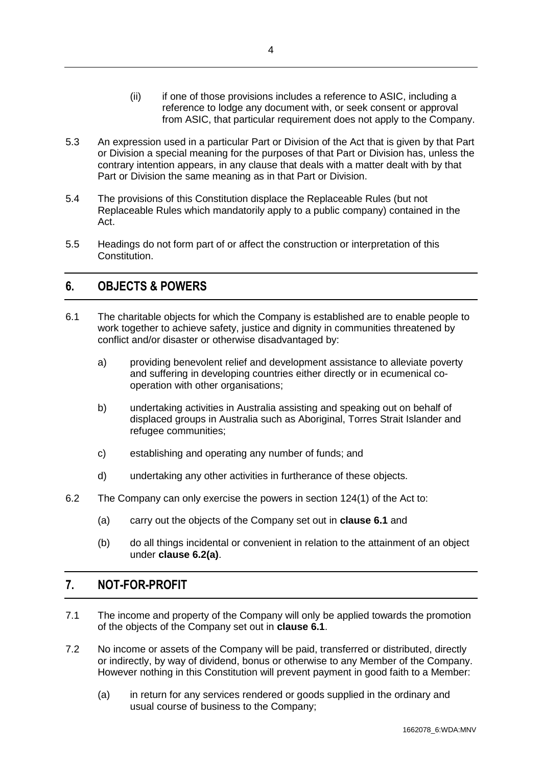(ii) if one of those provisions includes a reference to ASIC, including a reference to lodge any document with, or seek consent or approval from ASIC, that particular requirement does not apply to the Company.

5.3 An expression used in a particular Part or Division of the Act that is given by that Part or Division a special meaning for the purposes of that Part or Division has, unless the contrary intention appears, in any clause that deals with a matter dealt with by that Part or Division the same meaning as in that Part or Division.

5.4 The provisions of this Constitution displace the Replaceable Rules (but not Replaceable Rules which mandatorily apply to a public company) contained in the Act.

5.5 Headings do not form part of or affect the construction or interpretation of this Constitution.

## 6. OBJECTS & POWERS

6.1 The charitable objects for which the Company is established are to enable people to work together to achieve safety, justice and dignity in communities threatened by conflict and/or disaster or otherwise disadvantaged by:

a) providing benevolent relief and development assistance to alleviate poverty and suffering in developing countries either directly or in ecumenical co-operation with other organisations;

b) undertaking activities in Australia assisting and speaking out on behalf of displaced groups in Australia such as Aboriginal, Torres Strait Islander and refugee communities;

c) establishing and operating any number of funds; and

d) undertaking any other activities in furtherance of these objects.

6.2 The Company can only exercise the powers in section 124(1) of the Act to:

(a) carry out the objects of the Company set out in **clause 6.1** and

(b) do all things incidental or convenient in relation to the attainment of an object under **clause 6.2(a)**.

## 7. NOT-FOR-PROFIT

7.1 The income and property of the Company will only be applied towards the promotion of the objects of the Company set out in **clause 6.1**.

7.2 No income or assets of the Company will be paid, transferred or distributed, directly or indirectly, by way of dividend, bonus or otherwise to any Member of the Company. However nothing in this Constitution will prevent payment in good faith to a Member:

(a) in return for any services rendered or goods supplied in the ordinary and usual course of business to the Company;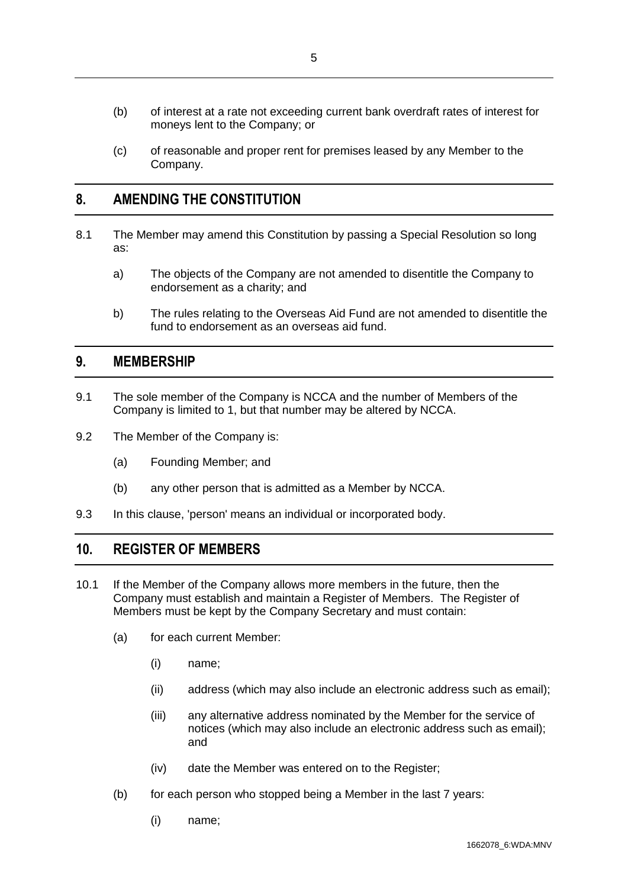(b) of interest at a rate not exceeding current bank overdraft rates of interest for moneys lent to the Company; or

(c) of reasonable and proper rent for premises leased by any Member to the Company.

## 8. AMENDING THE CONSTITUTION

8.1 The Member may amend this Constitution by passing a Special Resolution so long as:

a) The objects of the Company are not amended to disentitle the Company to endorsement as a charity; and

b) The rules relating to the Overseas Aid Fund are not amended to disentitle the fund to endorsement as an overseas aid fund.

## 9. MEMBERSHIP

9.1 The sole member of the Company is NCCA and the number of Members of the Company is limited to 1, but that number may be altered by NCCA.

9.2 The Member of the Company is:

(a) Founding Member; and

(b) any other person that is admitted as a Member by NCCA.

9.3 In this clause, 'person' means an individual or incorporated body.

## 10. REGISTER OF MEMBERS

10.1 If the Member of the Company allows more members in the future, then the Company must establish and maintain a Register of Members. The Register of Members must be kept by the Company Secretary and must contain:

(a) for each current Member:

(i) name;

(ii) address (which may also include an electronic address such as email);

(iii) any alternative address nominated by the Member for the service of notices (which may also include an electronic address such as email); and

(iv) date the Member was entered on to the Register;

(b) for each person who stopped being a Member in the last 7 years:

(i) name;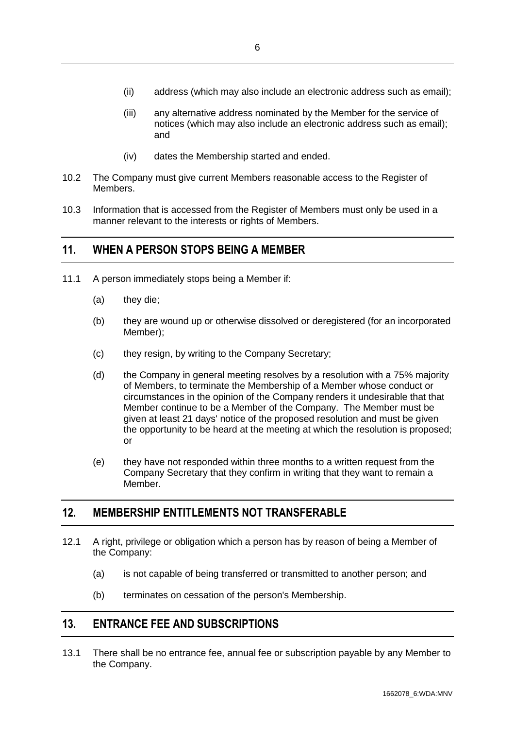(ii) address (which may also include an electronic address such as email);

(iii) any alternative address nominated by the Member for the service of notices (which may also include an electronic address such as email); and

(iv) dates the Membership started and ended.

10.2 The Company must give current Members reasonable access to the Register of Members.

10.3 Information that is accessed from the Register of Members must only be used in a manner relevant to the interests or rights of Members.

## 11. WHEN A PERSON STOPS BEING A MEMBER

11.1 A person immediately stops being a Member if:

(a) they die;

(b) they are wound up or otherwise dissolved or deregistered (for an incorporated Member);

(c) they resign, by writing to the Company Secretary;

(d) the Company in general meeting resolves by a resolution with a 75% majority of Members, to terminate the Membership of a Member whose conduct or circumstances in the opinion of the Company renders it undesirable that that Member continue to be a Member of the Company. The Member must be given at least 21 days' notice of the proposed resolution and must be given the opportunity to be heard at the meeting at which the resolution is proposed; or

(e) they have not responded within three months to a written request from the Company Secretary that they confirm in writing that they want to remain a Member.

## 12. MEMBERSHIP ENTITLEMENTS NOT TRANSFERABLE

12.1 A right, privilege or obligation which a person has by reason of being a Member of the Company:

(a) is not capable of being transferred or transmitted to another person; and

(b) terminates on cessation of the person's Membership.

## 13. ENTRANCE FEE AND SUBSCRIPTIONS

13.1 There shall be no entrance fee, annual fee or subscription payable by any Member to the Company.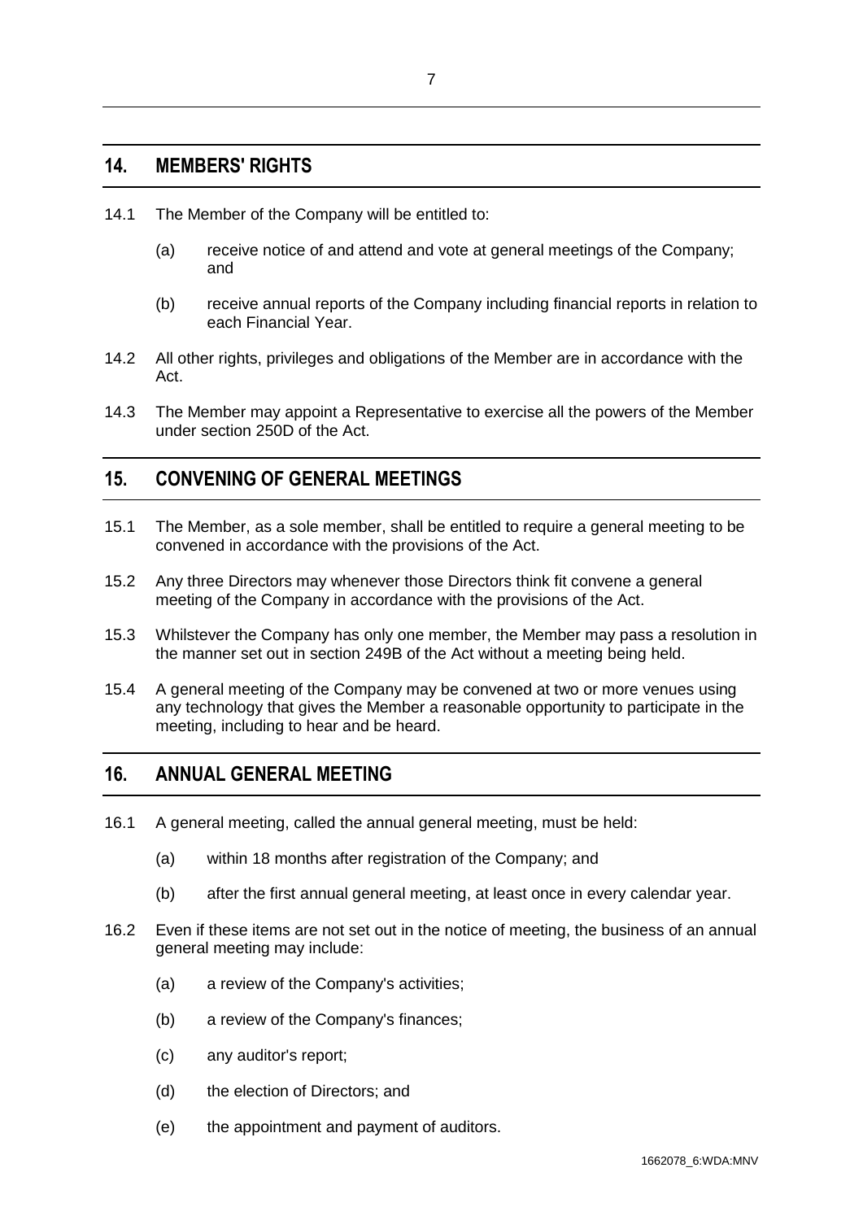## 14. MEMBERS' RIGHTS

14.1 The Member of the Company will be entitled to:

(a) receive notice of and attend and vote at general meetings of the Company; and

(b) receive annual reports of the Company including financial reports in relation to each Financial Year.

14.2 All other rights, privileges and obligations of the Member are in accordance with the Act.

14.3 The Member may appoint a Representative to exercise all the powers of the Member under section 250D of the Act.

## 15. CONVENING OF GENERAL MEETINGS

15.1 The Member, as a sole member, shall be entitled to require a general meeting to be convened in accordance with the provisions of the Act.

15.2 Any three Directors may whenever those Directors think fit convene a general meeting of the Company in accordance with the provisions of the Act.

15.3 Whilstever the Company has only one member, the Member may pass a resolution in the manner set out in section 249B of the Act without a meeting being held.

15.4 A general meeting of the Company may be convened at two or more venues using any technology that gives the Member a reasonable opportunity to participate in the meeting, including to hear and be heard.

## 16. ANNUAL GENERAL MEETING

16.1 A general meeting, called the annual general meeting, must be held:

(a) within 18 months after registration of the Company; and

(b) after the first annual general meeting, at least once in every calendar year.

16.2 Even if these items are not set out in the notice of meeting, the business of an annual general meeting may include:

(a) a review of the Company's activities;

(b) a review of the Company's finances;

(c) any auditor's report;

(d) the election of Directors; and

(e) the appointment and payment of auditors.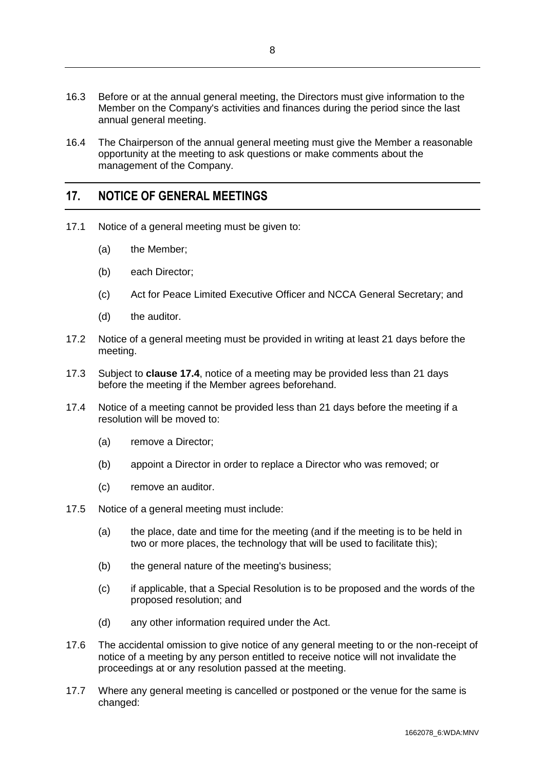16.3 Before or at the annual general meeting, the Directors must give information to the Member on the Company's activities and finances during the period since the last annual general meeting.

16.4 The Chairperson of the annual general meeting must give the Member a reasonable opportunity at the meeting to ask questions or make comments about the management of the Company.

## 17. NOTICE OF GENERAL MEETINGS

17.1 Notice of a general meeting must be given to:

(a) the Member;

(b) each Director;

(c) Act for Peace Limited Executive Officer and NCCA General Secretary; and

(d) the auditor.

17.2 Notice of a general meeting must be provided in writing at least 21 days before the meeting.

17.3 Subject to **clause 17.4**, notice of a meeting may be provided less than 21 days before the meeting if the Member agrees beforehand.

17.4 Notice of a meeting cannot be provided less than 21 days before the meeting if a resolution will be moved to:

(a) remove a Director;

(b) appoint a Director in order to replace a Director who was removed; or

(c) remove an auditor.

17.5 Notice of a general meeting must include:

(a) the place, date and time for the meeting (and if the meeting is to be held in two or more places, the technology that will be used to facilitate this);

(b) the general nature of the meeting's business;

(c) if applicable, that a Special Resolution is to be proposed and the words of the proposed resolution; and

(d) any other information required under the Act.

17.6 The accidental omission to give notice of any general meeting to or the non-receipt of notice of a meeting by any person entitled to receive notice will not invalidate the proceedings at or any resolution passed at the meeting.

17.7 Where any general meeting is cancelled or postponed or the venue for the same is changed: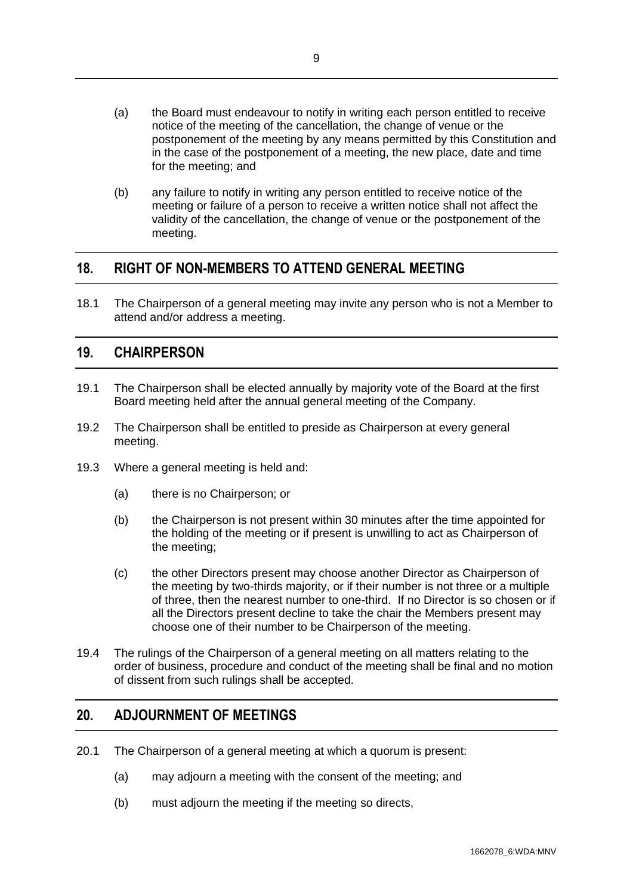(a) the Board must endeavour to notify in writing each person entitled to receive notice of the meeting of the cancellation, the change of venue or the postponement of the meeting by any means permitted by this Constitution and in the case of the postponement of a meeting, the new place, date and time for the meeting; and

(b) any failure to notify in writing any person entitled to receive notice of the meeting or failure of a person to receive a written notice shall not affect the validity of the cancellation, the change of venue or the postponement of the meeting.

## 18. RIGHT OF NON-MEMBERS TO ATTEND GENERAL MEETING

18.1 The Chairperson of a general meeting may invite any person who is not a Member to attend and/or address a meeting.

## 19. CHAIRPERSON

19.1 The Chairperson shall be elected annually by majority vote of the Board at the first Board meeting held after the annual general meeting of the Company.

19.2 The Chairperson shall be entitled to preside as Chairperson at every general meeting.

19.3 Where a general meeting is held and:

(a) there is no Chairperson; or

(b) the Chairperson is not present within 30 minutes after the time appointed for the holding of the meeting or if present is unwilling to act as Chairperson of the meeting;

(c) the other Directors present may choose another Director as Chairperson of the meeting by two-thirds majority, or if their number is not three or a multiple of three, then the nearest number to one-third. If no Director is so chosen or if all the Directors present decline to take the chair the Members present may choose one of their number to be Chairperson of the meeting.

19.4 The rulings of the Chairperson of a general meeting on all matters relating to the order of business, procedure and conduct of the meeting shall be final and no motion of dissent from such rulings shall be accepted.

## 20. ADJOURNMENT OF MEETINGS

20.1 The Chairperson of a general meeting at which a quorum is present:

(a) may adjourn a meeting with the consent of the meeting; and

(b) must adjourn the meeting if the meeting so directs,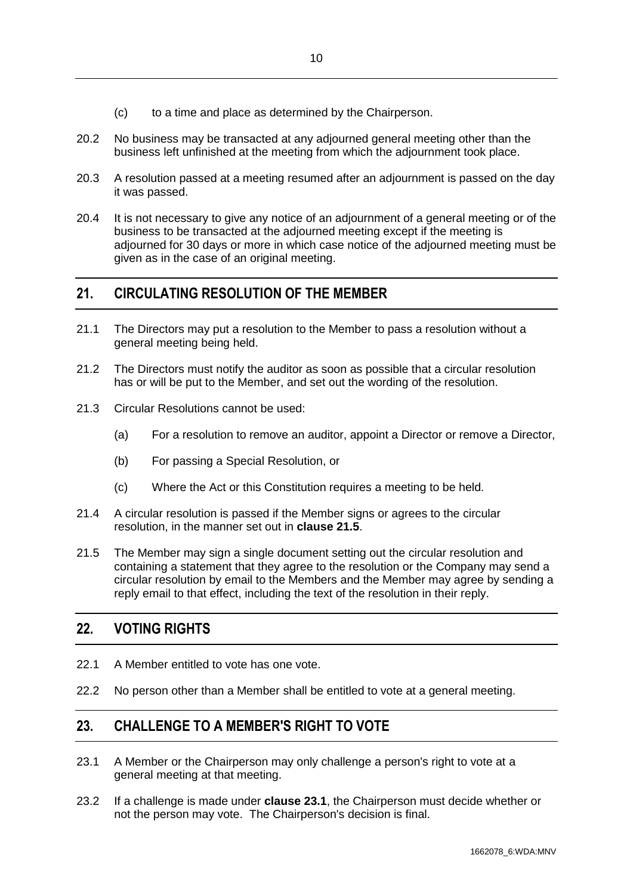(c) to a time and place as determined by the Chairperson.

20.2 No business may be transacted at any adjourned general meeting other than the business left unfinished at the meeting from which the adjournment took place.

20.3 A resolution passed at a meeting resumed after an adjournment is passed on the day it was passed.

20.4 It is not necessary to give any notice of an adjournment of a general meeting or of the business to be transacted at the adjourned meeting except if the meeting is adjourned for 30 days or more in which case notice of the adjourned meeting must be given as in the case of an original meeting.

## 21. CIRCULATING RESOLUTION OF THE MEMBER

21.1 The Directors may put a resolution to the Member to pass a resolution without a general meeting being held.

21.2 The Directors must notify the auditor as soon as possible that a circular resolution has or will be put to the Member, and set out the wording of the resolution.

21.3 Circular Resolutions cannot be used:

(a) For a resolution to remove an auditor, appoint a Director or remove a Director,

(b) For passing a Special Resolution, or

(c) Where the Act or this Constitution requires a meeting to be held.

21.4 A circular resolution is passed if the Member signs or agrees to the circular resolution, in the manner set out in **clause 21.5**.

21.5 The Member may sign a single document setting out the circular resolution and containing a statement that they agree to the resolution or the Company may send a circular resolution by email to the Members and the Member may agree by sending a reply email to that effect, including the text of the resolution in their reply.

## 22. VOTING RIGHTS

22.1 A Member entitled to vote has one vote.

22.2 No person other than a Member shall be entitled to vote at a general meeting.

## 23. CHALLENGE TO A MEMBER'S RIGHT TO VOTE

23.1 A Member or the Chairperson may only challenge a person's right to vote at a general meeting at that meeting.

23.2 If a challenge is made under **clause 23.1**, the Chairperson must decide whether or not the person may vote. The Chairperson's decision is final.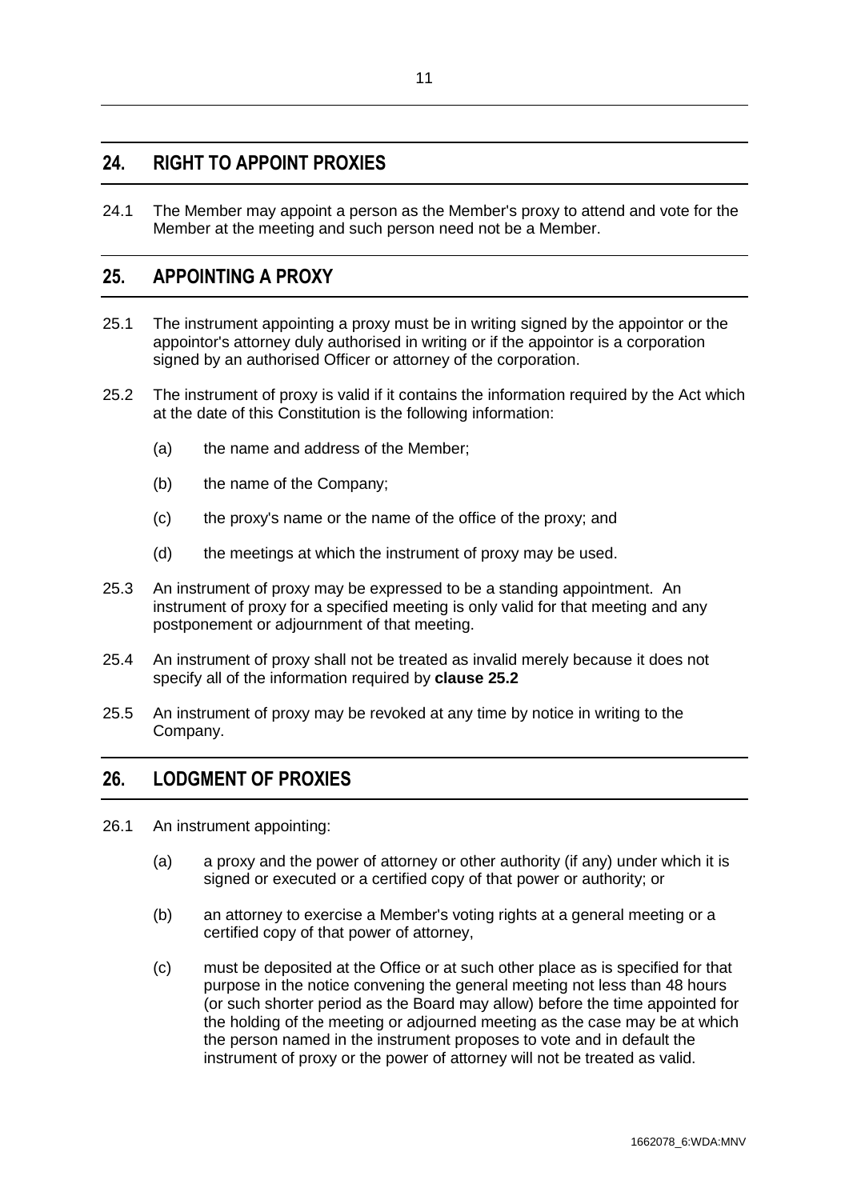## 24. RIGHT TO APPOINT PROXIES

24.1 The Member may appoint a person as the Member's proxy to attend and vote for the Member at the meeting and such person need not be a Member.

## 25. APPOINTING A PROXY

25.1 The instrument appointing a proxy must be in writing signed by the appointor or the appointor's attorney duly authorised in writing or if the appointor is a corporation signed by an authorised Officer or attorney of the corporation.

25.2 The instrument of proxy is valid if it contains the information required by the Act which at the date of this Constitution is the following information:

(a) the name and address of the Member;

(b) the name of the Company;

(c) the proxy's name or the name of the office of the proxy; and

(d) the meetings at which the instrument of proxy may be used.

25.3 An instrument of proxy may be expressed to be a standing appointment. An instrument of proxy for a specified meeting is only valid for that meeting and any postponement or adjournment of that meeting.

25.4 An instrument of proxy shall not be treated as invalid merely because it does not specify all of the information required by **clause 25.2**

25.5 An instrument of proxy may be revoked at any time by notice in writing to the Company.

## 26. LODGMENT OF PROXIES

26.1 An instrument appointing:

(a) a proxy and the power of attorney or other authority (if any) under which it is signed or executed or a certified copy of that power or authority; or

(b) an attorney to exercise a Member's voting rights at a general meeting or a certified copy of that power of attorney,

(c) must be deposited at the Office or at such other place as is specified for that purpose in the notice convening the general meeting not less than 48 hours (or such shorter period as the Board may allow) before the time appointed for the holding of the meeting or adjourned meeting as the case may be at which the person named in the instrument proposes to vote and in default the instrument of proxy or the power of attorney will not be treated as valid.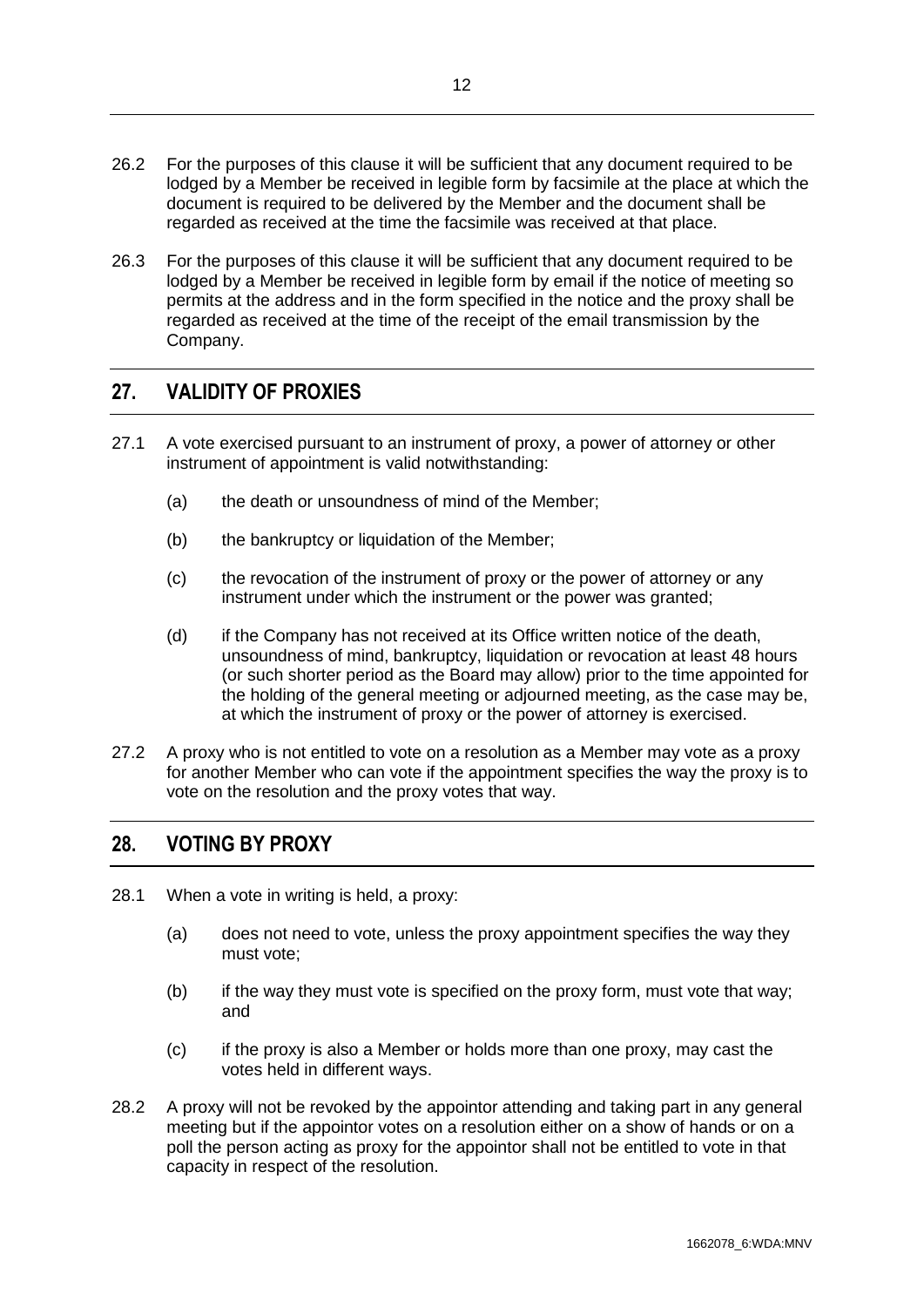26.2 For the purposes of this clause it will be sufficient that any document required to be lodged by a Member be received in legible form by facsimile at the place at which the document is required to be delivered by the Member and the document shall be regarded as received at the time the facsimile was received at that place.

26.3 For the purposes of this clause it will be sufficient that any document required to be lodged by a Member be received in legible form by email if the notice of meeting so permits at the address and in the form specified in the notice and the proxy shall be regarded as received at the time of the receipt of the email transmission by the Company.

## 27. VALIDITY OF PROXIES

27.1 A vote exercised pursuant to an instrument of proxy, a power of attorney or other instrument of appointment is valid notwithstanding:

(a) the death or unsoundness of mind of the Member;

(b) the bankruptcy or liquidation of the Member;

(c) the revocation of the instrument of proxy or the power of attorney or any instrument under which the instrument or the power was granted;

(d) if the Company has not received at its Office written notice of the death, unsoundness of mind, bankruptcy, liquidation or revocation at least 48 hours (or such shorter period as the Board may allow) prior to the time appointed for the holding of the general meeting or adjourned meeting, as the case may be, at which the instrument of proxy or the power of attorney is exercised.

27.2 A proxy who is not entitled to vote on a resolution as a Member may vote as a proxy for another Member who can vote if the appointment specifies the way the proxy is to vote on the resolution and the proxy votes that way.

## 28. VOTING BY PROXY

28.1 When a vote in writing is held, a proxy:

(a) does not need to vote, unless the proxy appointment specifies the way they must vote;

(b) if the way they must vote is specified on the proxy form, must vote that way; and

(c) if the proxy is also a Member or holds more than one proxy, may cast the votes held in different ways.

28.2 A proxy will not be revoked by the appointor attending and taking part in any general meeting but if the appointor votes on a resolution either on a show of hands or on a poll the person acting as proxy for the appointor shall not be entitled to vote in that capacity in respect of the resolution.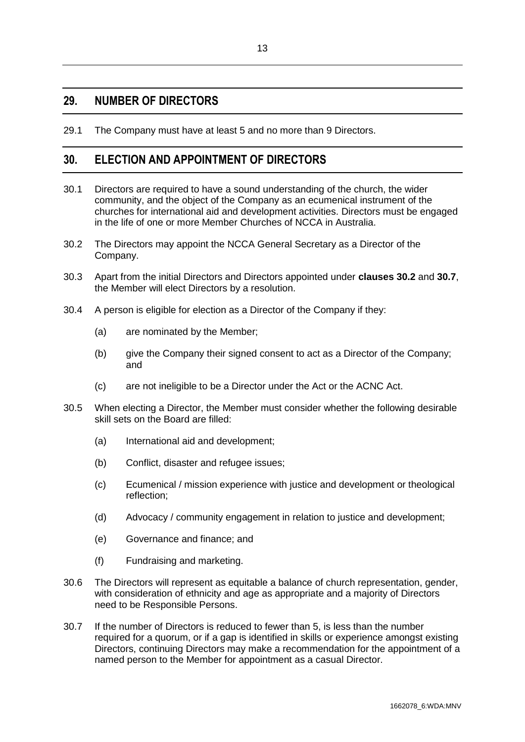## 29. NUMBER OF DIRECTORS

29.1 The Company must have at least 5 and no more than 9 Directors.

## 30. ELECTION AND APPOINTMENT OF DIRECTORS

30.1 Directors are required to have a sound understanding of the church, the wider community, and the object of the Company as an ecumenical instrument of the churches for international aid and development activities. Directors must be engaged in the life of one or more Member Churches of NCCA in Australia.

30.2 The Directors may appoint the NCCA General Secretary as a Director of the Company.

30.3 Apart from the initial Directors and Directors appointed under **clauses 30.2** and **30.7**, the Member will elect Directors by a resolution.

30.4 A person is eligible for election as a Director of the Company if they:

(a) are nominated by the Member;

(b) give the Company their signed consent to act as a Director of the Company; and

(c) are not ineligible to be a Director under the Act or the ACNC Act.

30.5 When electing a Director, the Member must consider whether the following desirable skill sets on the Board are filled:

(a) International aid and development;

(b) Conflict, disaster and refugee issues;

(c) Ecumenical / mission experience with justice and development or theological reflection;

(d) Advocacy / community engagement in relation to justice and development;

(e) Governance and finance; and

(f) Fundraising and marketing.

30.6 The Directors will represent as equitable a balance of church representation, gender, with consideration of ethnicity and age as appropriate and a majority of Directors need to be Responsible Persons.

30.7 If the number of Directors is reduced to fewer than 5, is less than the number required for a quorum, or if a gap is identified in skills or experience amongst existing Directors, continuing Directors may make a recommendation for the appointment of a named person to the Member for appointment as a casual Director.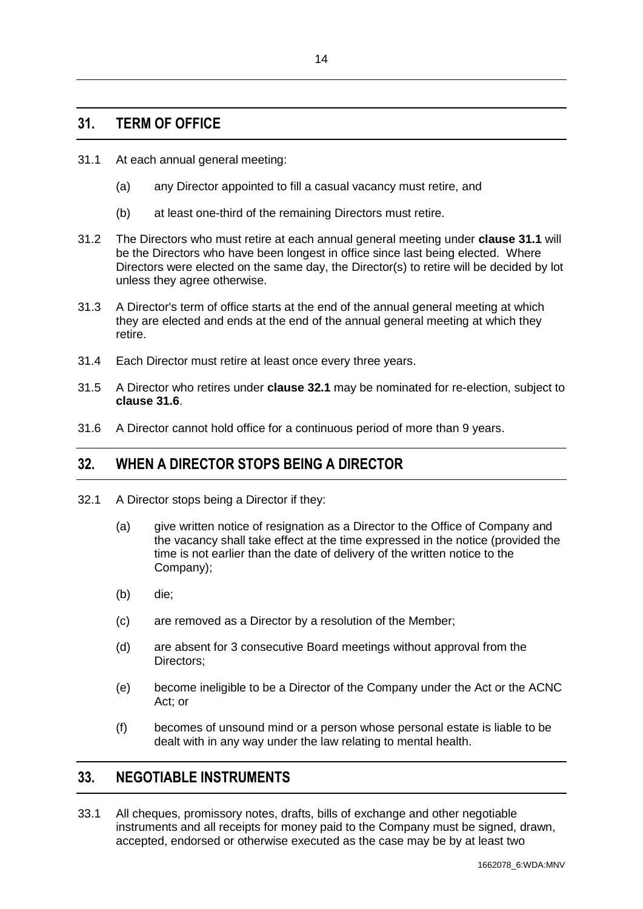## 31. TERM OF OFFICE

31.1 At each annual general meeting:

(a) any Director appointed to fill a casual vacancy must retire, and

(b) at least one-third of the remaining Directors must retire.

31.2 The Directors who must retire at each annual general meeting under **clause 31.1** will be the Directors who have been longest in office since last being elected. Where Directors were elected on the same day, the Director(s) to retire will be decided by lot unless they agree otherwise.

31.3 A Director's term of office starts at the end of the annual general meeting at which they are elected and ends at the end of the annual general meeting at which they retire.

31.4 Each Director must retire at least once every three years.

31.5 A Director who retires under **clause 32.1** may be nominated for re-election, subject to **clause 31.6**.

31.6 A Director cannot hold office for a continuous period of more than 9 years.

## 32. WHEN A DIRECTOR STOPS BEING A DIRECTOR

32.1 A Director stops being a Director if they:

(a) give written notice of resignation as a Director to the Office of Company and the vacancy shall take effect at the time expressed in the notice (provided the time is not earlier than the date of delivery of the written notice to the Company);

(b) die;

(c) are removed as a Director by a resolution of the Member;

(d) are absent for 3 consecutive Board meetings without approval from the Directors;

(e) become ineligible to be a Director of the Company under the Act or the ACNC Act; or

(f) becomes of unsound mind or a person whose personal estate is liable to be dealt with in any way under the law relating to mental health.

## 33. NEGOTIABLE INSTRUMENTS

33.1 All cheques, promissory notes, drafts, bills of exchange and other negotiable instruments and all receipts for money paid to the Company must be signed, drawn, accepted, endorsed or otherwise executed as the case may be by at least two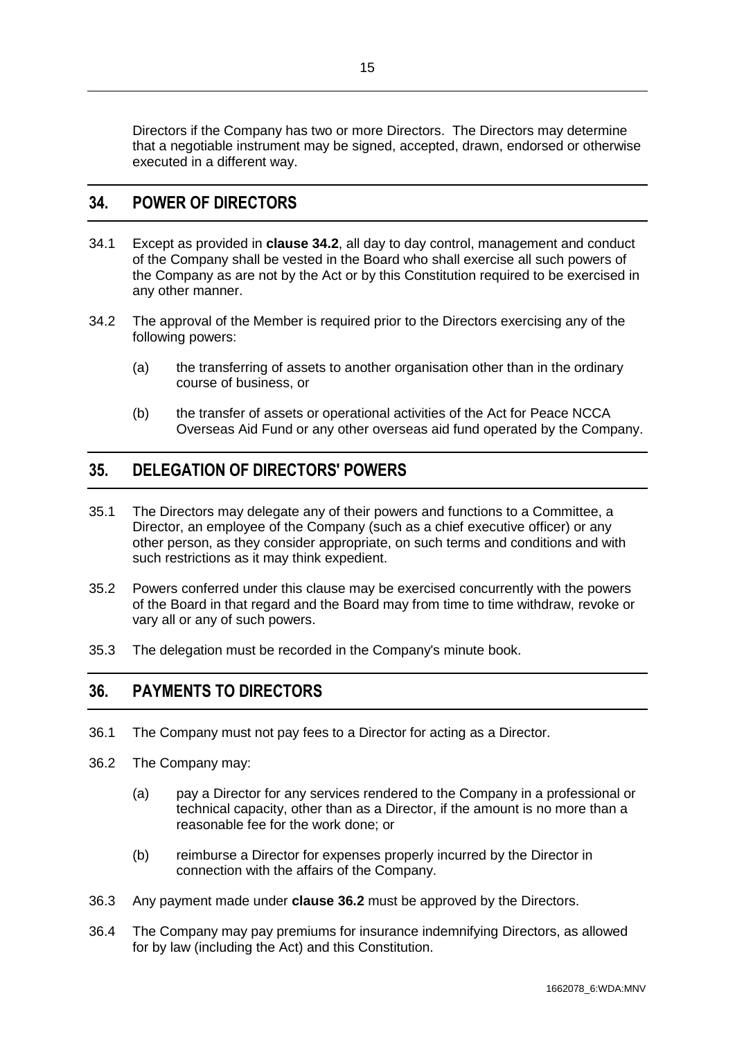Directors if the Company has two or more Directors. The Directors may determine that a negotiable instrument may be signed, accepted, drawn, endorsed or otherwise executed in a different way.

## 34. POWER OF DIRECTORS

34.1 Except as provided in **clause 34.2**, all day to day control, management and conduct of the Company shall be vested in the Board who shall exercise all such powers of the Company as are not by the Act or by this Constitution required to be exercised in any other manner.

34.2 The approval of the Member is required prior to the Directors exercising any of the following powers:

(a) the transferring of assets to another organisation other than in the ordinary course of business, or

(b) the transfer of assets or operational activities of the Act for Peace NCCA Overseas Aid Fund or any other overseas aid fund operated by the Company.

## 35. DELEGATION OF DIRECTORS' POWERS

35.1 The Directors may delegate any of their powers and functions to a Committee, a Director, an employee of the Company (such as a chief executive officer) or any other person, as they consider appropriate, on such terms and conditions and with such restrictions as it may think expedient.

35.2 Powers conferred under this clause may be exercised concurrently with the powers of the Board in that regard and the Board may from time to time withdraw, revoke or vary all or any of such powers.

35.3 The delegation must be recorded in the Company's minute book.

## 36. PAYMENTS TO DIRECTORS

36.1 The Company must not pay fees to a Director for acting as a Director.

36.2 The Company may:

(a) pay a Director for any services rendered to the Company in a professional or technical capacity, other than as a Director, if the amount is no more than a reasonable fee for the work done; or

(b) reimburse a Director for expenses properly incurred by the Director in connection with the affairs of the Company.

36.3 Any payment made under **clause 36.2** must be approved by the Directors.

36.4 The Company may pay premiums for insurance indemnifying Directors, as allowed for by law (including the Act) and this Constitution.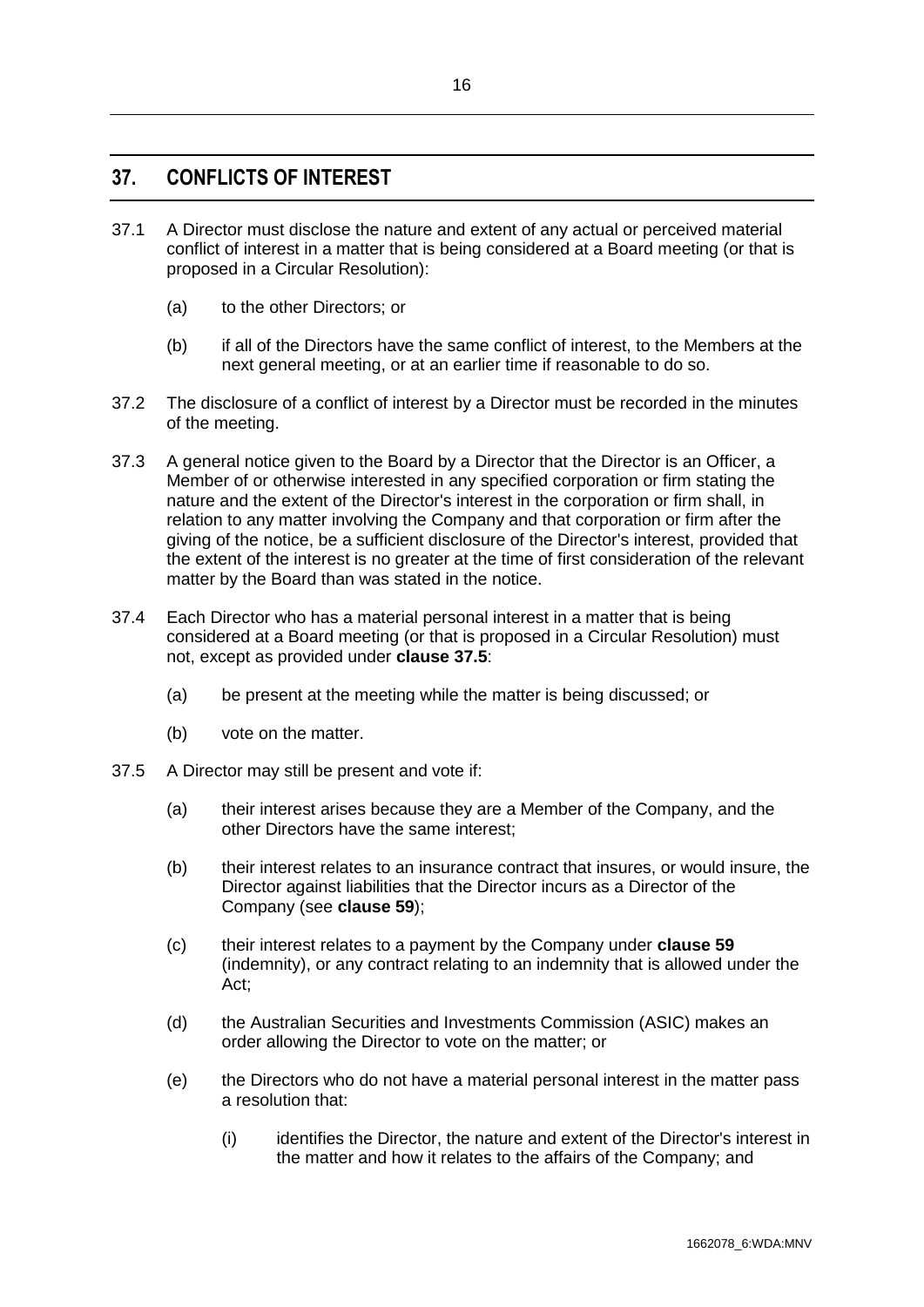## 37. CONFLICTS OF INTEREST

37.1 A Director must disclose the nature and extent of any actual or perceived material conflict of interest in a matter that is being considered at a Board meeting (or that is proposed in a Circular Resolution):

(a) to the other Directors; or

(b) if all of the Directors have the same conflict of interest, to the Members at the next general meeting, or at an earlier time if reasonable to do so.

37.2 The disclosure of a conflict of interest by a Director must be recorded in the minutes of the meeting.

37.3 A general notice given to the Board by a Director that the Director is an Officer, a Member of or otherwise interested in any specified corporation or firm stating the nature and the extent of the Director's interest in the corporation or firm shall, in relation to any matter involving the Company and that corporation or firm after the giving of the notice, be a sufficient disclosure of the Director's interest, provided that the extent of the interest is no greater at the time of first consideration of the relevant matter by the Board than was stated in the notice.

37.4 Each Director who has a material personal interest in a matter that is being considered at a Board meeting (or that is proposed in a Circular Resolution) must not, except as provided under **clause 37.5**:

(a) be present at the meeting while the matter is being discussed; or

(b) vote on the matter.

37.5 A Director may still be present and vote if:

(a) their interest arises because they are a Member of the Company, and the other Directors have the same interest;

(b) their interest relates to an insurance contract that insures, or would insure, the Director against liabilities that the Director incurs as a Director of the Company (see **clause 59**);

(c) their interest relates to a payment by the Company under **clause 59** (indemnity), or any contract relating to an indemnity that is allowed under the Act;

(d) the Australian Securities and Investments Commission (ASIC) makes an order allowing the Director to vote on the matter; or

(e) the Directors who do not have a material personal interest in the matter pass a resolution that:

(i) identifies the Director, the nature and extent of the Director's interest in the matter and how it relates to the affairs of the Company; and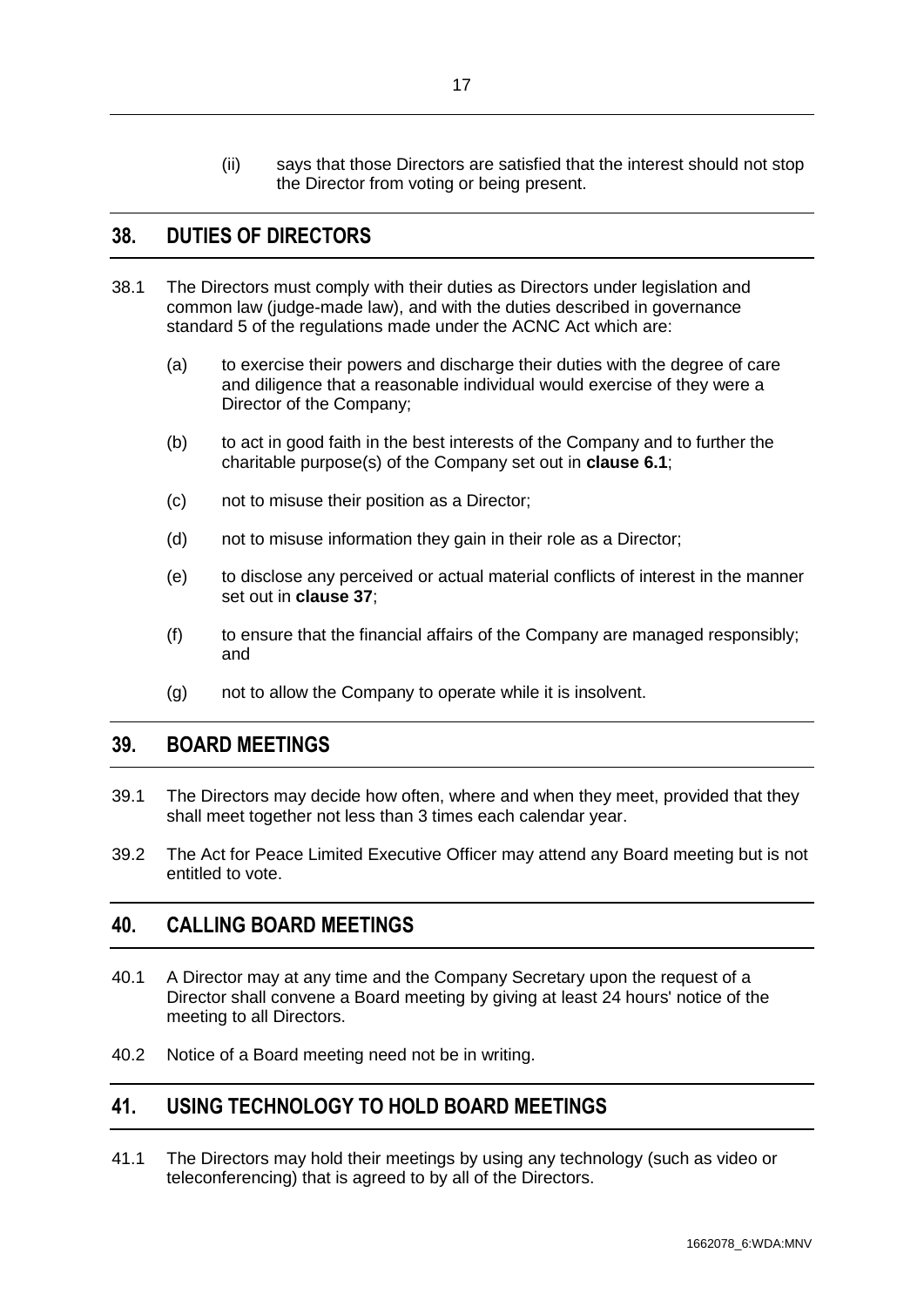(ii) says that those Directors are satisfied that the interest should not stop the Director from voting or being present.

## 38. DUTIES OF DIRECTORS

38.1 The Directors must comply with their duties as Directors under legislation and common law (judge-made law), and with the duties described in governance standard 5 of the regulations made under the ACNC Act which are:

(a) to exercise their powers and discharge their duties with the degree of care and diligence that a reasonable individual would exercise of they were a Director of the Company;

(b) to act in good faith in the best interests of the Company and to further the charitable purpose(s) of the Company set out in **clause 6.1**;

(c) not to misuse their position as a Director;

(d) not to misuse information they gain in their role as a Director;

(e) to disclose any perceived or actual material conflicts of interest in the manner set out in **clause 37**;

(f) to ensure that the financial affairs of the Company are managed responsibly; and

(g) not to allow the Company to operate while it is insolvent.

## 39. BOARD MEETINGS

39.1 The Directors may decide how often, where and when they meet, provided that they shall meet together not less than 3 times each calendar year.

39.2 The Act for Peace Limited Executive Officer may attend any Board meeting but is not entitled to vote.

## 40. CALLING BOARD MEETINGS

40.1 A Director may at any time and the Company Secretary upon the request of a Director shall convene a Board meeting by giving at least 24 hours' notice of the meeting to all Directors.

40.2 Notice of a Board meeting need not be in writing.

## 41. USING TECHNOLOGY TO HOLD BOARD MEETINGS

41.1 The Directors may hold their meetings by using any technology (such as video or teleconferencing) that is agreed to by all of the Directors.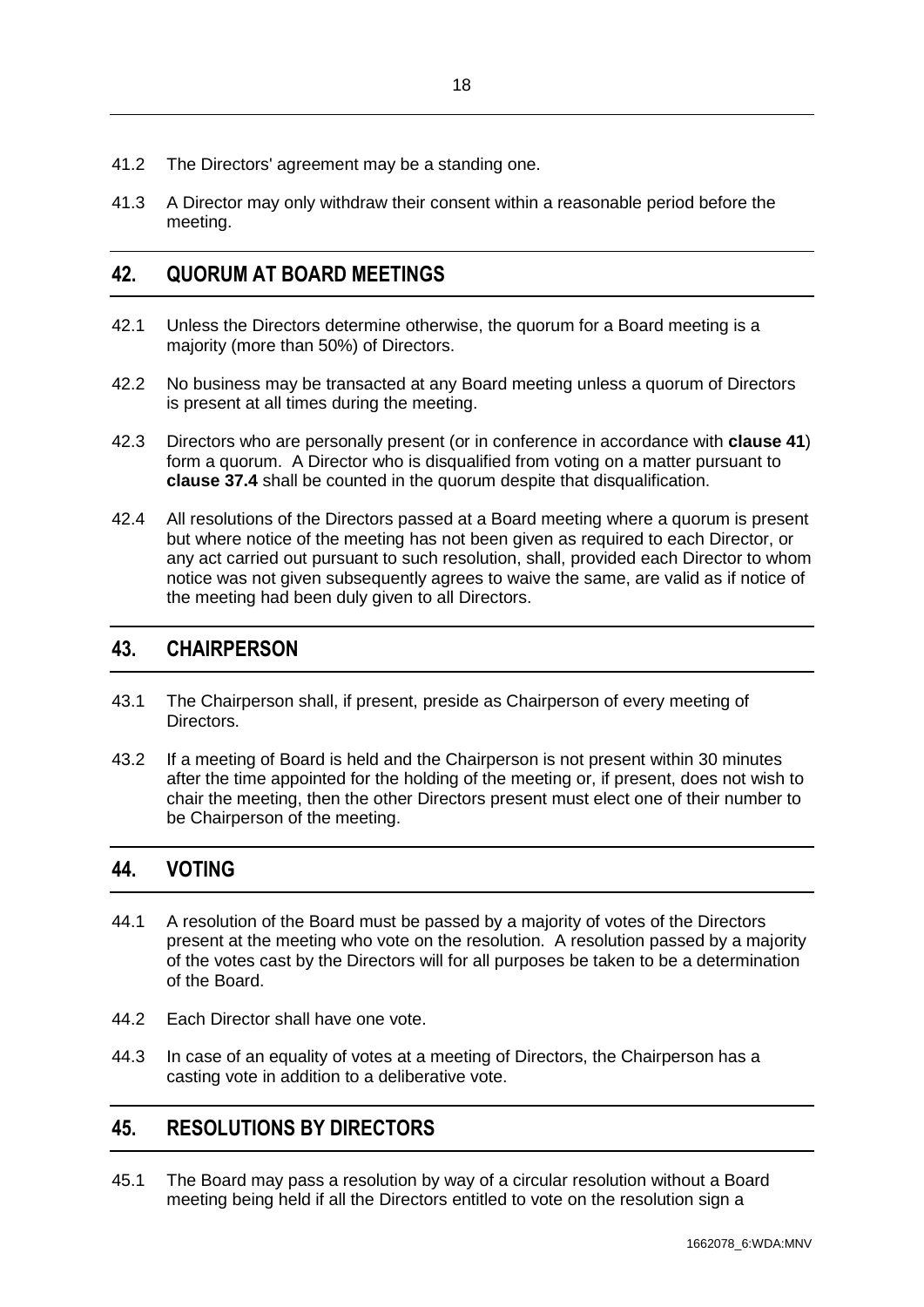41.2 The Directors' agreement may be a standing one.

41.3 A Director may only withdraw their consent within a reasonable period before the meeting.

## 42. QUORUM AT BOARD MEETINGS

42.1 Unless the Directors determine otherwise, the quorum for a Board meeting is a majority (more than 50%) of Directors.

42.2 No business may be transacted at any Board meeting unless a quorum of Directors is present at all times during the meeting.

42.3 Directors who are personally present (or in conference in accordance with **clause 41**) form a quorum. A Director who is disqualified from voting on a matter pursuant to **clause 37.4** shall be counted in the quorum despite that disqualification.

42.4 All resolutions of the Directors passed at a Board meeting where a quorum is present but where notice of the meeting has not been given as required to each Director, or any act carried out pursuant to such resolution, shall, provided each Director to whom notice was not given subsequently agrees to waive the same, are valid as if notice of the meeting had been duly given to all Directors.

## 43. CHAIRPERSON

43.1 The Chairperson shall, if present, preside as Chairperson of every meeting of Directors.

43.2 If a meeting of Board is held and the Chairperson is not present within 30 minutes after the time appointed for the holding of the meeting or, if present, does not wish to chair the meeting, then the other Directors present must elect one of their number to be Chairperson of the meeting.

## 44. VOTING

44.1 A resolution of the Board must be passed by a majority of votes of the Directors present at the meeting who vote on the resolution. A resolution passed by a majority of the votes cast by the Directors will for all purposes be taken to be a determination of the Board.

44.2 Each Director shall have one vote.

44.3 In case of an equality of votes at a meeting of Directors, the Chairperson has a casting vote in addition to a deliberative vote.

## 45. RESOLUTIONS BY DIRECTORS

45.1 The Board may pass a resolution by way of a circular resolution without a Board meeting being held if all the Directors entitled to vote on the resolution sign a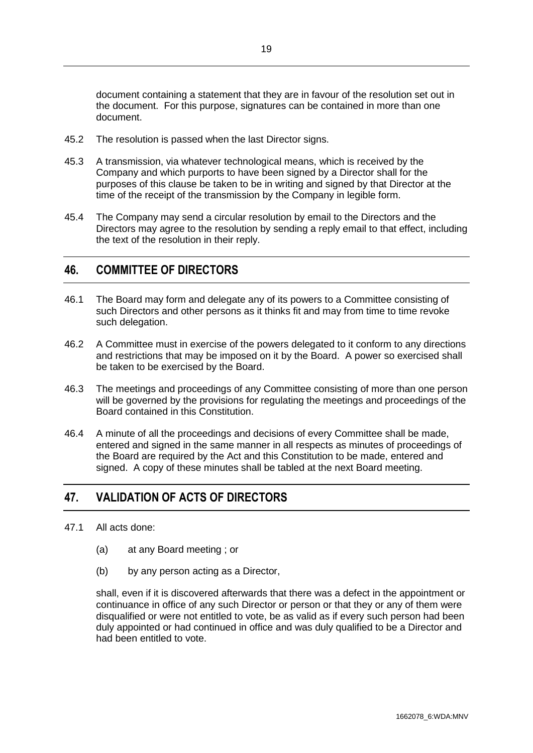document containing a statement that they are in favour of the resolution set out in the document. For this purpose, signatures can be contained in more than one document.

45.2 The resolution is passed when the last Director signs.

45.3 A transmission, via whatever technological means, which is received by the Company and which purports to have been signed by a Director shall for the purposes of this clause be taken to be in writing and signed by that Director at the time of the receipt of the transmission by the Company in legible form.

45.4 The Company may send a circular resolution by email to the Directors and the Directors may agree to the resolution by sending a reply email to that effect, including the text of the resolution in their reply.

## 46. COMMITTEE OF DIRECTORS

46.1 The Board may form and delegate any of its powers to a Committee consisting of such Directors and other persons as it thinks fit and may from time to time revoke such delegation.

46.2 A Committee must in exercise of the powers delegated to it conform to any directions and restrictions that may be imposed on it by the Board. A power so exercised shall be taken to be exercised by the Board.

46.3 The meetings and proceedings of any Committee consisting of more than one person will be governed by the provisions for regulating the meetings and proceedings of the Board contained in this Constitution.

46.4 A minute of all the proceedings and decisions of every Committee shall be made, entered and signed in the same manner in all respects as minutes of proceedings of the Board are required by the Act and this Constitution to be made, entered and signed. A copy of these minutes shall be tabled at the next Board meeting.

## 47. VALIDATION OF ACTS OF DIRECTORS

47.1 All acts done:

(a) at any Board meeting ; or

(b) by any person acting as a Director,

shall, even if it is discovered afterwards that there was a defect in the appointment or continuance in office of any such Director or person or that they or any of them were disqualified or were not entitled to vote, be as valid as if every such person had been duly appointed or had continued in office and was duly qualified to be a Director and had been entitled to vote.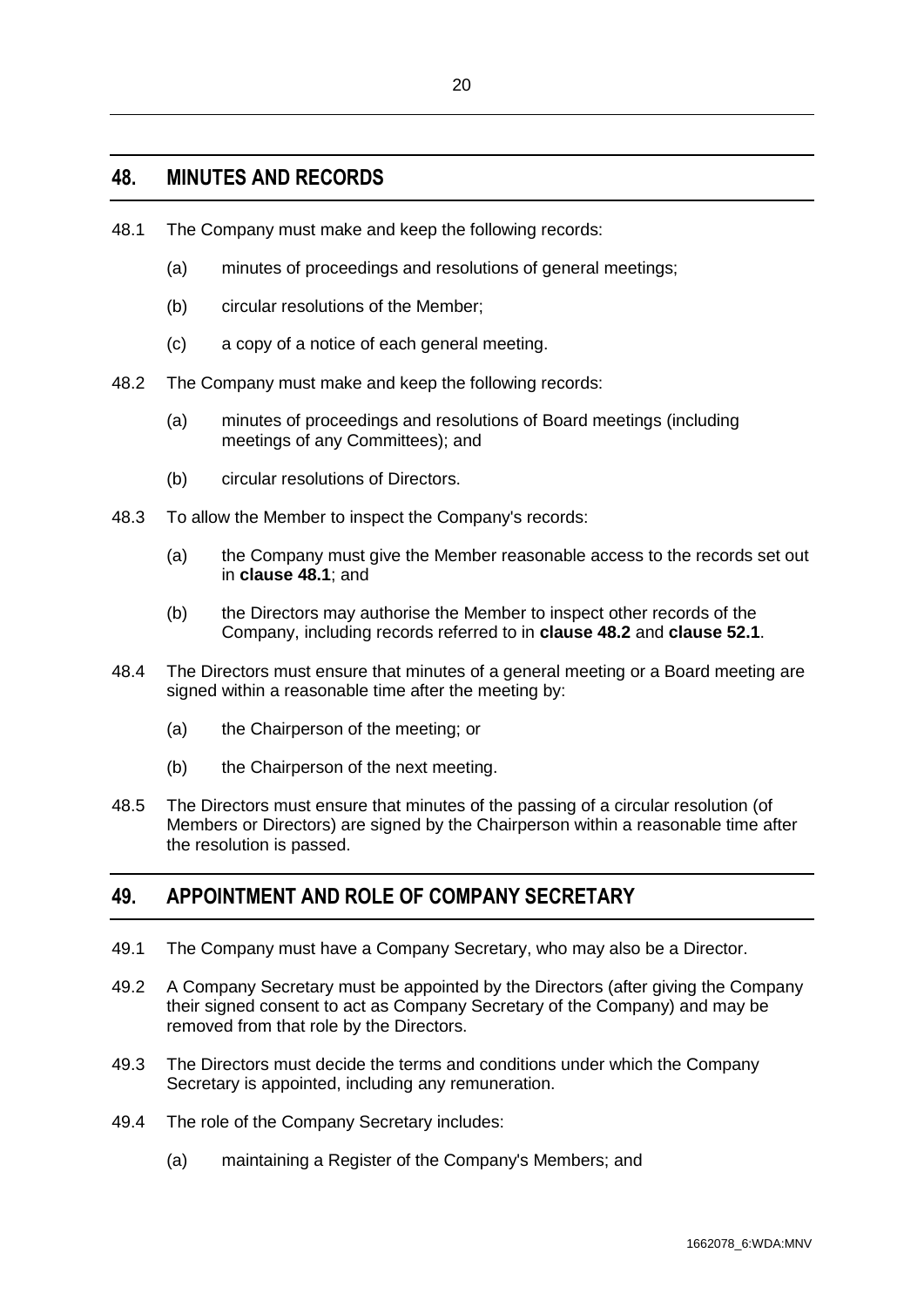## 48. MINUTES AND RECORDS

48.1 The Company must make and keep the following records:

(a) minutes of proceedings and resolutions of general meetings;

(b) circular resolutions of the Member;

(c) a copy of a notice of each general meeting.

48.2 The Company must make and keep the following records:

(a) minutes of proceedings and resolutions of Board meetings (including meetings of any Committees); and

(b) circular resolutions of Directors.

48.3 To allow the Member to inspect the Company's records:

(a) the Company must give the Member reasonable access to the records set out in **clause 48.1**; and

(b) the Directors may authorise the Member to inspect other records of the Company, including records referred to in **clause 48.2** and **clause 52.1**.

48.4 The Directors must ensure that minutes of a general meeting or a Board meeting are signed within a reasonable time after the meeting by:

(a) the Chairperson of the meeting; or

(b) the Chairperson of the next meeting.

48.5 The Directors must ensure that minutes of the passing of a circular resolution (of Members or Directors) are signed by the Chairperson within a reasonable time after the resolution is passed.

## 49. APPOINTMENT AND ROLE OF COMPANY SECRETARY

49.1 The Company must have a Company Secretary, who may also be a Director.

49.2 A Company Secretary must be appointed by the Directors (after giving the Company their signed consent to act as Company Secretary of the Company) and may be removed from that role by the Directors.

49.3 The Directors must decide the terms and conditions under which the Company Secretary is appointed, including any remuneration.

49.4 The role of the Company Secretary includes:

(a) maintaining a Register of the Company's Members; and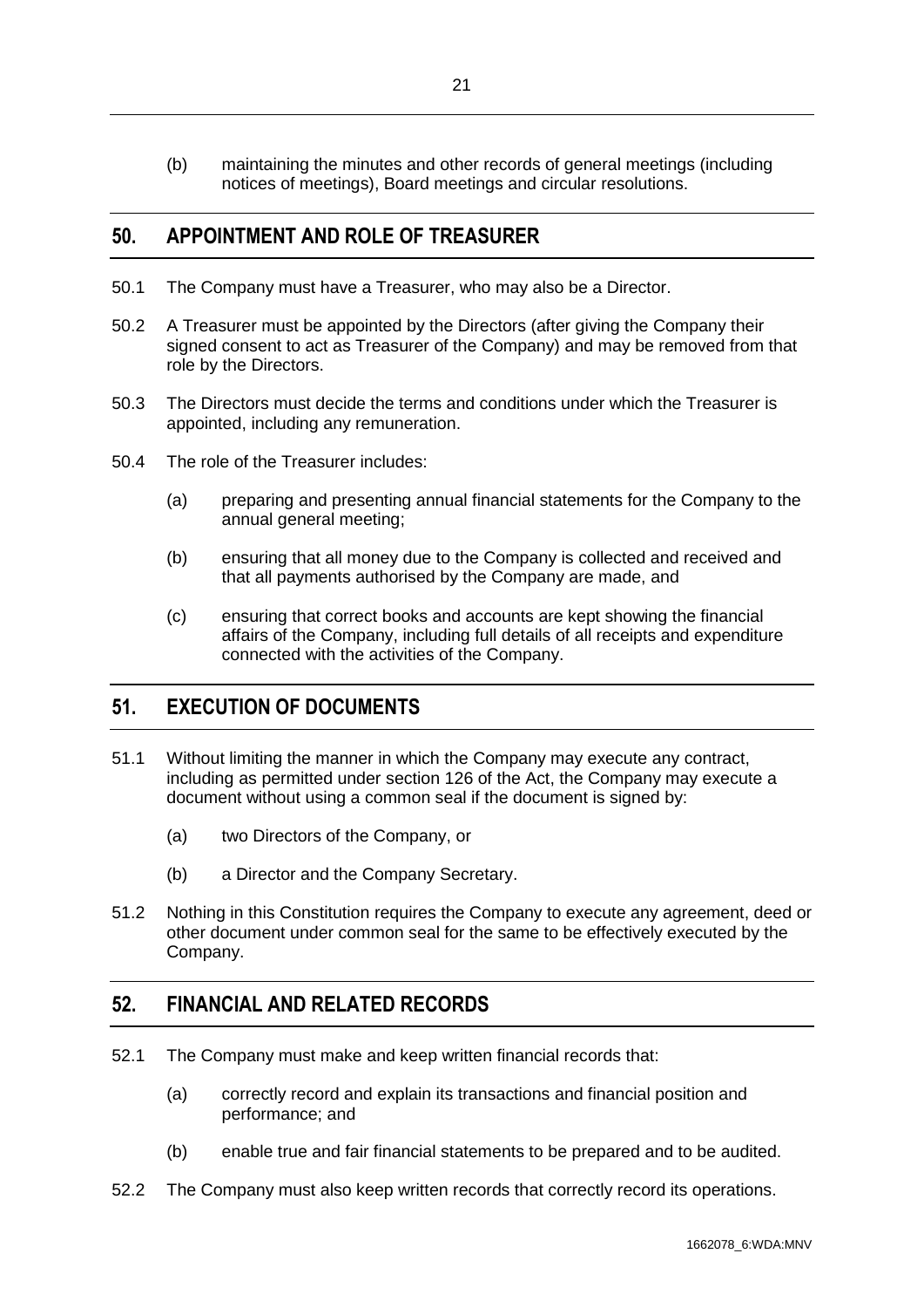(b) maintaining the minutes and other records of general meetings (including notices of meetings), Board meetings and circular resolutions.

## 50. APPOINTMENT AND ROLE OF TREASURER

50.1 The Company must have a Treasurer, who may also be a Director.

50.2 A Treasurer must be appointed by the Directors (after giving the Company their signed consent to act as Treasurer of the Company) and may be removed from that role by the Directors.

50.3 The Directors must decide the terms and conditions under which the Treasurer is appointed, including any remuneration.

50.4 The role of the Treasurer includes:

(a) preparing and presenting annual financial statements for the Company to the annual general meeting;

(b) ensuring that all money due to the Company is collected and received and that all payments authorised by the Company are made, and

(c) ensuring that correct books and accounts are kept showing the financial affairs of the Company, including full details of all receipts and expenditure connected with the activities of the Company.

## 51. EXECUTION OF DOCUMENTS

51.1 Without limiting the manner in which the Company may execute any contract, including as permitted under section 126 of the Act, the Company may execute a document without using a common seal if the document is signed by:

(a) two Directors of the Company, or

(b) a Director and the Company Secretary.

51.2 Nothing in this Constitution requires the Company to execute any agreement, deed or other document under common seal for the same to be effectively executed by the Company.

## 52. FINANCIAL AND RELATED RECORDS

52.1 The Company must make and keep written financial records that:

(a) correctly record and explain its transactions and financial position and performance; and

(b) enable true and fair financial statements to be prepared and to be audited.

52.2 The Company must also keep written records that correctly record its operations.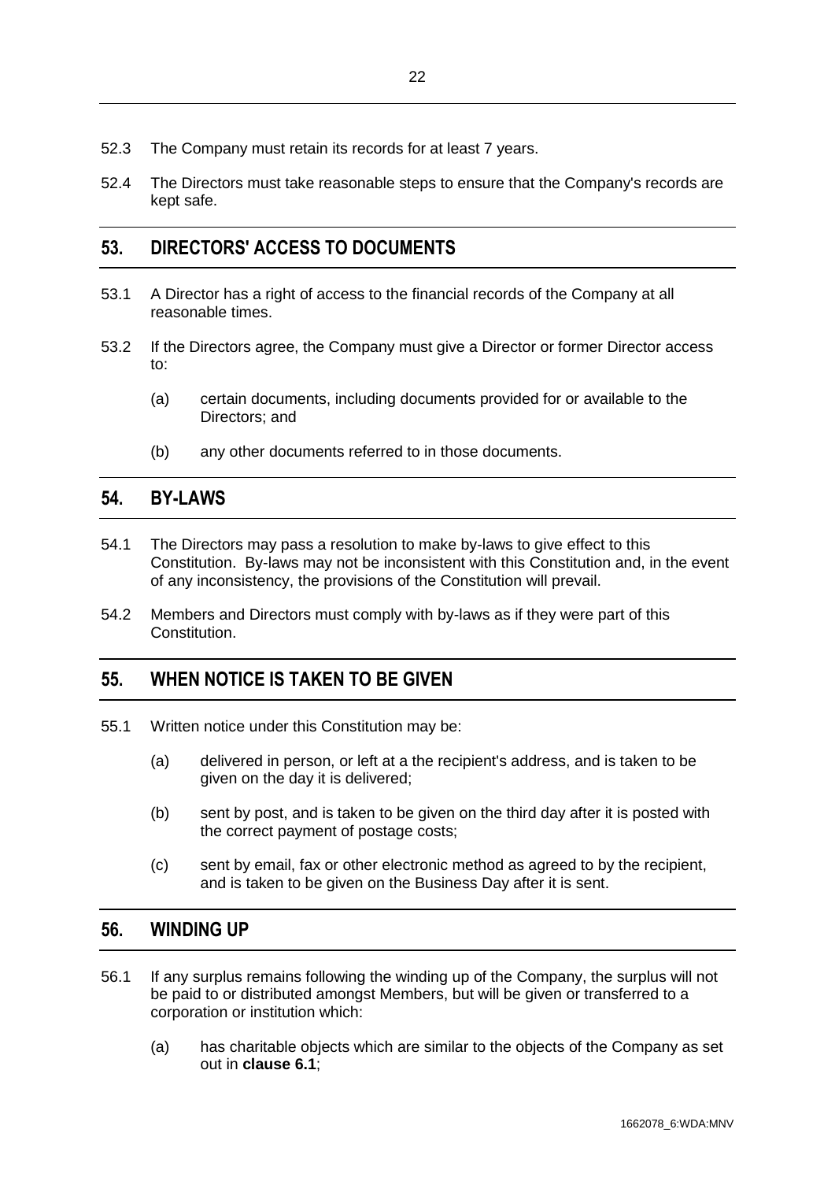52.3 The Company must retain its records for at least 7 years.

52.4 The Directors must take reasonable steps to ensure that the Company's records are kept safe.

## 53. DIRECTORS' ACCESS TO DOCUMENTS

53.1 A Director has a right of access to the financial records of the Company at all reasonable times.

53.2 If the Directors agree, the Company must give a Director or former Director access to:

(a) certain documents, including documents provided for or available to the Directors; and

(b) any other documents referred to in those documents.

## 54. BY-LAWS

54.1 The Directors may pass a resolution to make by-laws to give effect to this Constitution. By-laws may not be inconsistent with this Constitution and, in the event of any inconsistency, the provisions of the Constitution will prevail.

54.2 Members and Directors must comply with by-laws as if they were part of this Constitution.

## 55. WHEN NOTICE IS TAKEN TO BE GIVEN

55.1 Written notice under this Constitution may be:

(a) delivered in person, or left at a the recipient's address, and is taken to be given on the day it is delivered;

(b) sent by post, and is taken to be given on the third day after it is posted with the correct payment of postage costs;

(c) sent by email, fax or other electronic method as agreed to by the recipient, and is taken to be given on the Business Day after it is sent.

## 56. WINDING UP

56.1 If any surplus remains following the winding up of the Company, the surplus will not be paid to or distributed amongst Members, but will be given or transferred to a corporation or institution which:

(a) has charitable objects which are similar to the objects of the Company as set out in **clause 6.1**;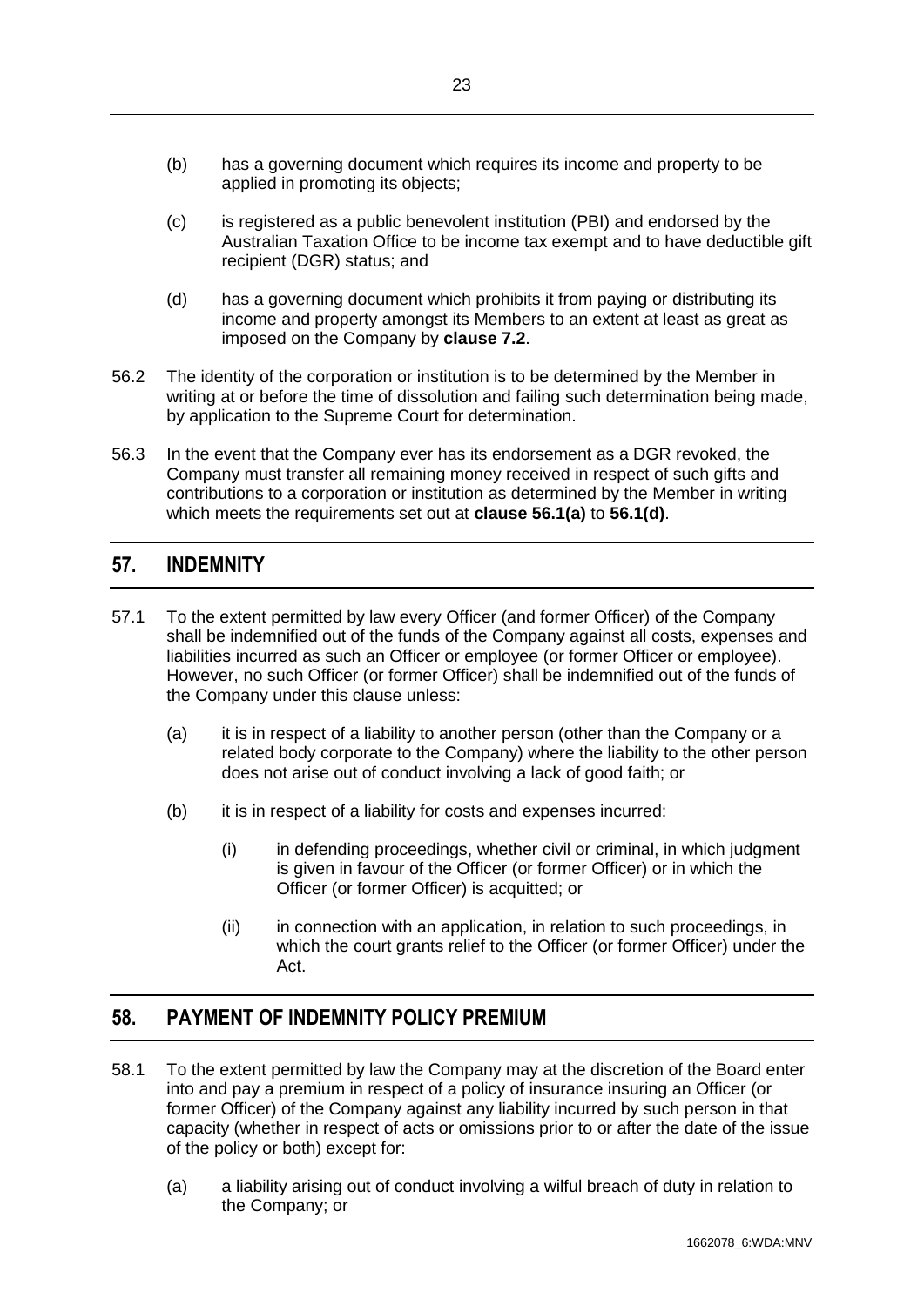(b) has a governing document which requires its income and property to be applied in promoting its objects;

(c) is registered as a public benevolent institution (PBI) and endorsed by the Australian Taxation Office to be income tax exempt and to have deductible gift recipient (DGR) status; and

(d) has a governing document which prohibits it from paying or distributing its income and property amongst its Members to an extent at least as great as imposed on the Company by **clause 7.2**.

56.2 The identity of the corporation or institution is to be determined by the Member in writing at or before the time of dissolution and failing such determination being made, by application to the Supreme Court for determination.

56.3 In the event that the Company ever has its endorsement as a DGR revoked, the Company must transfer all remaining money received in respect of such gifts and contributions to a corporation or institution as determined by the Member in writing which meets the requirements set out at **clause 56.1(a)** to **56.1(d)**.

## 57. INDEMNITY

57.1 To the extent permitted by law every Officer (and former Officer) of the Company shall be indemnified out of the funds of the Company against all costs, expenses and liabilities incurred as such an Officer or employee (or former Officer or employee). However, no such Officer (or former Officer) shall be indemnified out of the funds of the Company under this clause unless:

(a) it is in respect of a liability to another person (other than the Company or a related body corporate to the Company) where the liability to the other person does not arise out of conduct involving a lack of good faith; or

(b) it is in respect of a liability for costs and expenses incurred:

(i) in defending proceedings, whether civil or criminal, in which judgment is given in favour of the Officer (or former Officer) or in which the Officer (or former Officer) is acquitted; or

(ii) in connection with an application, in relation to such proceedings, in which the court grants relief to the Officer (or former Officer) under the Act.

## 58. PAYMENT OF INDEMNITY POLICY PREMIUM

58.1 To the extent permitted by law the Company may at the discretion of the Board enter into and pay a premium in respect of a policy of insurance insuring an Officer (or former Officer) of the Company against any liability incurred by such person in that capacity (whether in respect of acts or omissions prior to or after the date of the issue of the policy or both) except for:

(a) a liability arising out of conduct involving a wilful breach of duty in relation to the Company; or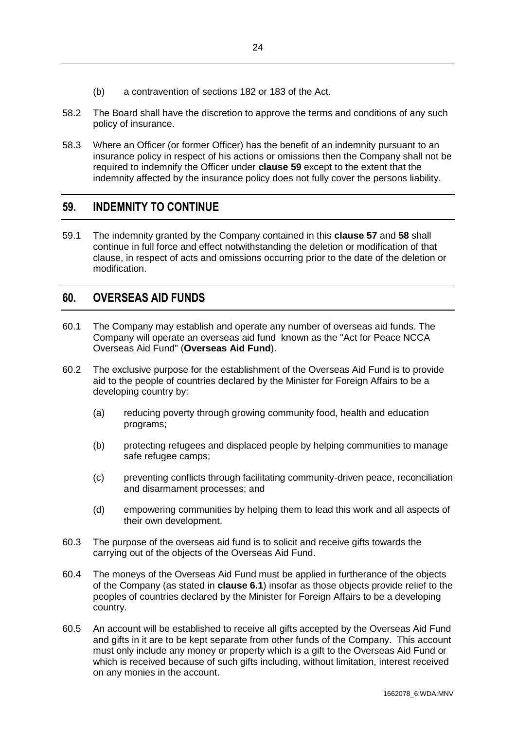(b) a contravention of sections 182 or 183 of the Act.

58.2 The Board shall have the discretion to approve the terms and conditions of any such policy of insurance.

58.3 Where an Officer (or former Officer) has the benefit of an indemnity pursuant to an insurance policy in respect of his actions or omissions then the Company shall not be required to indemnify the Officer under **clause 59** except to the extent that the indemnity affected by the insurance policy does not fully cover the persons liability.

## 59. INDEMNITY TO CONTINUE

59.1 The indemnity granted by the Company contained in this **clause 57** and **58** shall continue in full force and effect notwithstanding the deletion or modification of that clause, in respect of acts and omissions occurring prior to the date of the deletion or modification.

## 60. OVERSEAS AID FUNDS

60.1 The Company may establish and operate any number of overseas aid funds. The Company will operate an overseas aid fund known as the "Act for Peace NCCA Overseas Aid Fund" (**Overseas Aid Fund**).

60.2 The exclusive purpose for the establishment of the Overseas Aid Fund is to provide aid to the people of countries declared by the Minister for Foreign Affairs to be a developing country by:

(a) reducing poverty through growing community food, health and education programs;

(b) protecting refugees and displaced people by helping communities to manage safe refugee camps;

(c) preventing conflicts through facilitating community-driven peace, reconciliation and disarmament processes; and

(d) empowering communities by helping them to lead this work and all aspects of their own development.

60.3 The purpose of the overseas aid fund is to solicit and receive gifts towards the carrying out of the objects of the Overseas Aid Fund.

60.4 The moneys of the Overseas Aid Fund must be applied in furtherance of the objects of the Company (as stated in **clause 6.1**) insofar as those objects provide relief to the peoples of countries declared by the Minister for Foreign Affairs to be a developing country.

60.5 An account will be established to receive all gifts accepted by the Overseas Aid Fund and gifts in it are to be kept separate from other funds of the Company. This account must only include any money or property which is a gift to the Overseas Aid Fund or which is received because of such gifts including, without limitation, interest received on any monies in the account.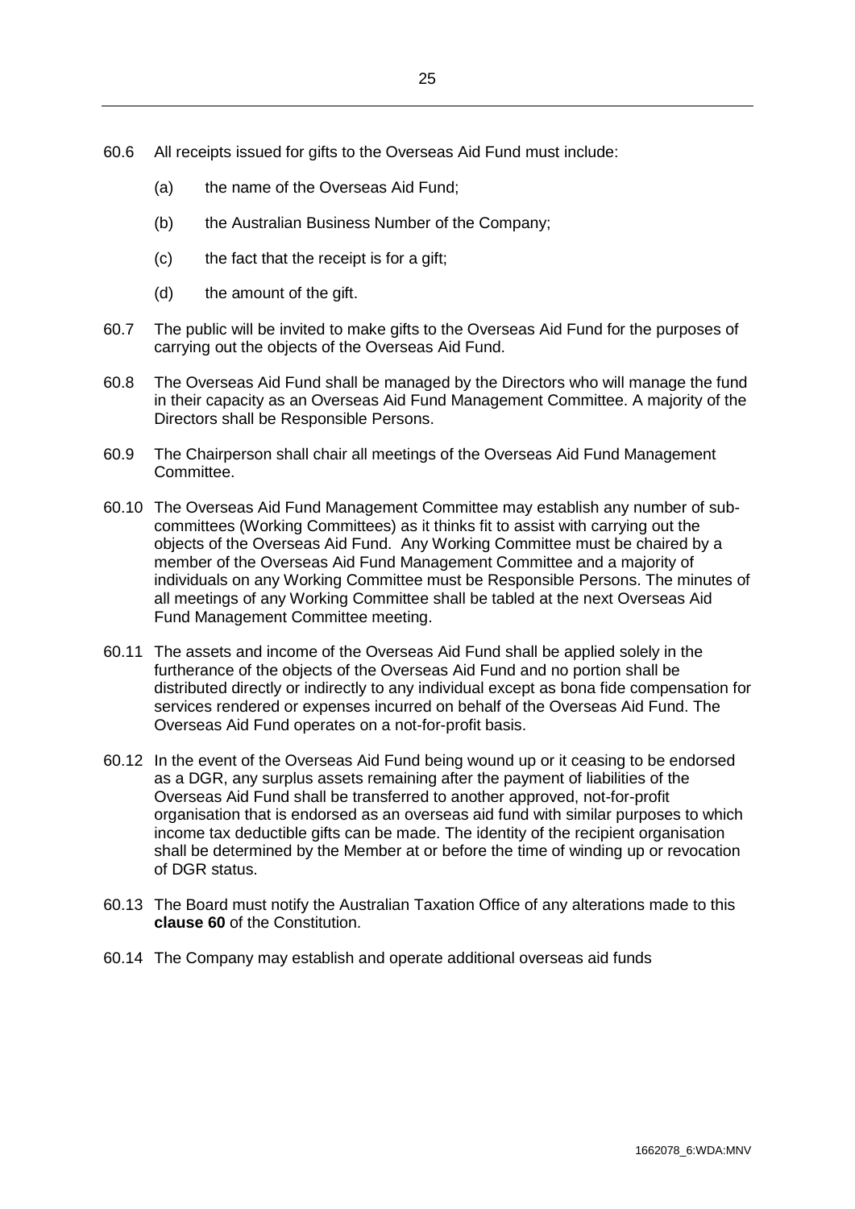60.6 All receipts issued for gifts to the Overseas Aid Fund must include:

(a) the name of the Overseas Aid Fund;

(b) the Australian Business Number of the Company;

(c) the fact that the receipt is for a gift;

(d) the amount of the gift.

60.7 The public will be invited to make gifts to the Overseas Aid Fund for the purposes of carrying out the objects of the Overseas Aid Fund.

60.8 The Overseas Aid Fund shall be managed by the Directors who will manage the fund in their capacity as an Overseas Aid Fund Management Committee. A majority of the Directors shall be Responsible Persons.

60.9 The Chairperson shall chair all meetings of the Overseas Aid Fund Management Committee.

60.10 The Overseas Aid Fund Management Committee may establish any number of sub-committees (Working Committees) as it thinks fit to assist with carrying out the objects of the Overseas Aid Fund. Any Working Committee must be chaired by a member of the Overseas Aid Fund Management Committee and a majority of individuals on any Working Committee must be Responsible Persons. The minutes of all meetings of any Working Committee shall be tabled at the next Overseas Aid Fund Management Committee meeting.

60.11 The assets and income of the Overseas Aid Fund shall be applied solely in the furtherance of the objects of the Overseas Aid Fund and no portion shall be distributed directly or indirectly to any individual except as bona fide compensation for services rendered or expenses incurred on behalf of the Overseas Aid Fund. The Overseas Aid Fund operates on a not-for-profit basis.

60.12 In the event of the Overseas Aid Fund being wound up or it ceasing to be endorsed as a DGR, any surplus assets remaining after the payment of liabilities of the Overseas Aid Fund shall be transferred to another approved, not-for-profit organisation that is endorsed as an overseas aid fund with similar purposes to which income tax deductible gifts can be made. The identity of the recipient organisation shall be determined by the Member at or before the time of winding up or revocation of DGR status.

60.13 The Board must notify the Australian Taxation Office of any alterations made to this **clause 60** of the Constitution.

60.14 The Company may establish and operate additional overseas aid funds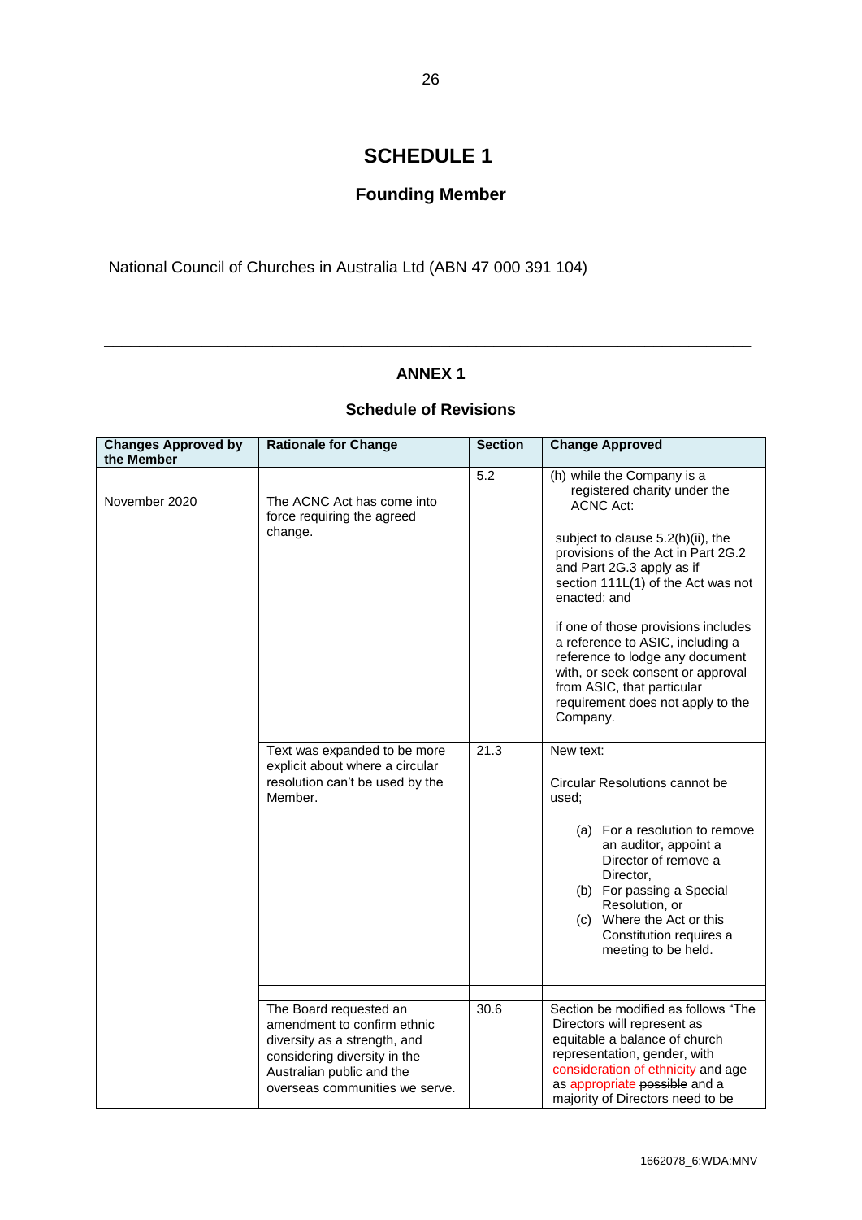# SCHEDULE 1

## Founding Member

National Council of Churches in Australia Ltd (ABN 47 000 391 104)

---

## ANNEX 1

### Schedule of Revisions

| Changes Approved by the Member | Rationale for Change | Section | Change Approved |
|---|---|---|---|
| November 2020 | The ACNC Act has come into force requiring the agreed change. | 5.2 | (h) while the Company is a registered charity under the ACNC Act:<br><br>subject to clause 5.2(h)(ii), the provisions of the Act in Part 2G.2 and Part 2G.3 apply as if section 111L(1) of the Act was not enacted; and<br><br>if one of those provisions includes a reference to ASIC, including a reference to lodge any document with, or seek consent or approval from ASIC, that particular requirement does not apply to the Company. |
| | Text was expanded to be more explicit about where a circular resolution can't be used by the Member. | 21.3 | New text:<br><br>Circular Resolutions cannot be used;<br><br>(a) For a resolution to remove an auditor, appoint a Director of remove a Director,<br>(b) For passing a Special Resolution, or<br>(c) Where the Act or this Constitution requires a meeting to be held. |
| | | | |
| | The Board requested an amendment to confirm ethnic diversity as a strength, and considering diversity in the Australian public and the overseas communities we serve. | 30.6 | Section be modified as follows "The Directors will represent as equitable a balance of church representation, gender, with consideration of ethnicity and age as appropriate ~~possible~~ and a majority of Directors need to be |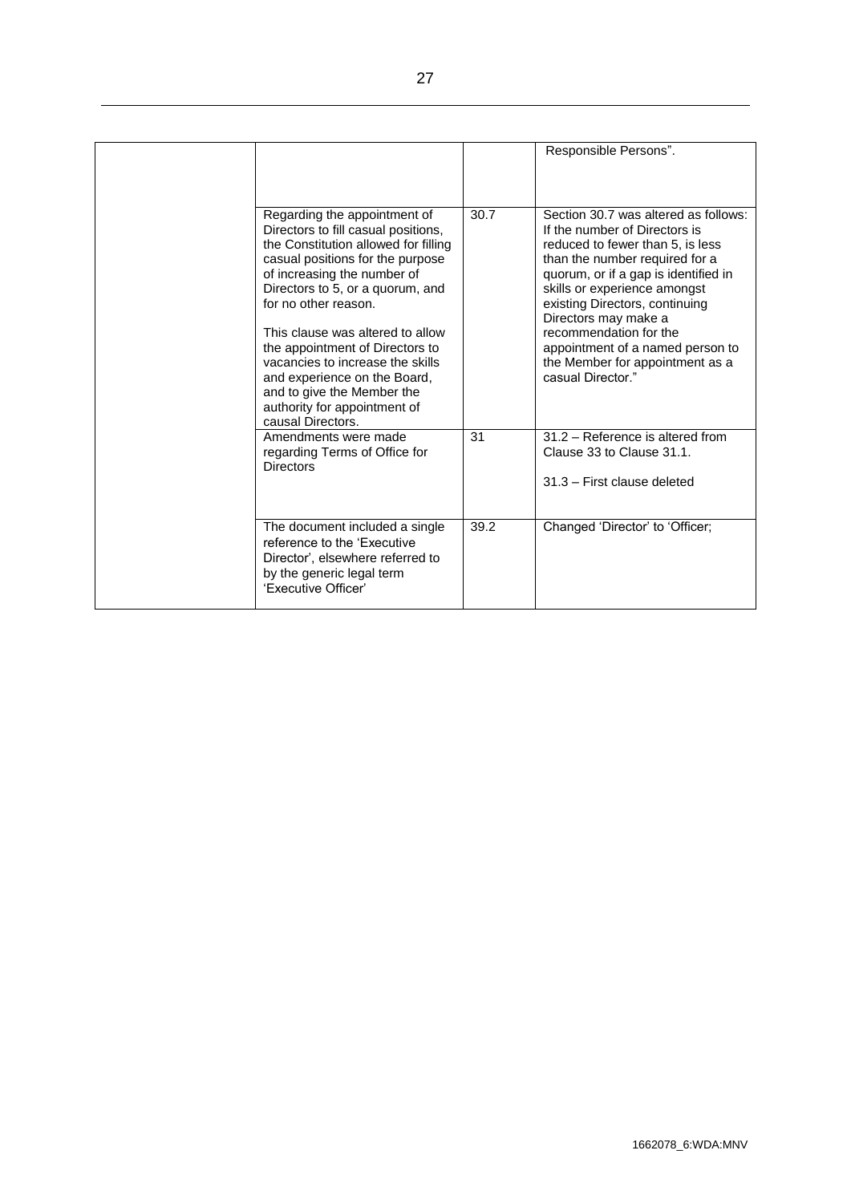| | | | |
|---|---|---|---|
| | | | Responsible Persons". |
| | Regarding the appointment of Directors to fill casual positions, the Constitution allowed for filling casual positions for the purpose of increasing the number of Directors to 5, or a quorum, and for no other reason.<br><br>This clause was altered to allow the appointment of Directors to vacancies to increase the skills and experience on the Board, and to give the Member the authority for appointment of causal Directors. | 30.7 | Section 30.7 was altered as follows: If the number of Directors is reduced to fewer than 5, is less than the number required for a quorum, or if a gap is identified in skills or experience amongst existing Directors, continuing Directors may make a recommendation for the appointment of a named person to the Member for appointment as a casual Director." |
| | Amendments were made regarding Terms of Office for Directors | 31 | 31.2 – Reference is altered from Clause 33 to Clause 31.1.<br><br>31.3 – First clause deleted |
| | The document included a single reference to the 'Executive Director', elsewhere referred to by the generic legal term 'Executive Officer' | 39.2 | Changed 'Director' to 'Officer; |

1662078_6:WDA:MNV